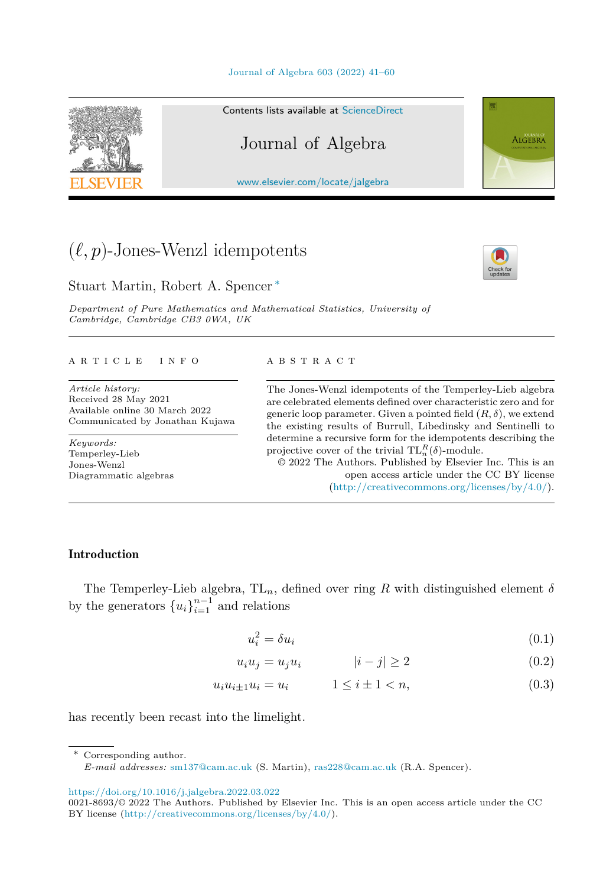# $(\ell, p)$-Jones-Wenzl idempotents

Stuart Martin, Robert A. Spencer *

*Department of Pure Mathematics and Mathematical Statistics, University of Cambridge, Cambridge CB3 0WA, UK*

---

**ARTICLE INFO**

*Article history:*
Received 28 May 2021
Available online 30 March 2022
Communicated by Jonathan Kujawa

*Keywords:*
Temperley-Lieb
Jones-Wenzl
Diagrammatic algebras

**ABSTRACT**

The Jones-Wenzl idempotents of the Temperley-Lieb algebra are celebrated elements defined over characteristic zero and for generic loop parameter. Given a pointed field $(R, \delta)$, we extend the existing results of Burrull, Libedinsky and Sentinelli to determine a recursive form for the idempotents describing the projective cover of the trivial $\mathrm{TL}_n^R(\delta)$-module.

© 2022 The Authors. Published by Elsevier Inc. This is an open access article under the CC BY license (http://creativecommons.org/licenses/by/4.0/).

---

## Introduction

The Temperley-Lieb algebra, $\mathrm{TL}_n$, defined over ring $R$ with distinguished element $\delta$ by the generators $\{u_i\}_{i=1}^{n-1}$ and relations

$$u_i^2 = \delta u_i \tag{0.1}$$

$$u_i u_j = u_j u_i \qquad |i - j| \geq 2 \tag{0.2}$$

$$u_i u_{i\pm 1} u_i = u_i \qquad 1 \leq i \pm 1 < n, \tag{0.3}$$

has recently been recast into the limelight.

---

* Corresponding author.
*E-mail addresses:* sm137@cam.ac.uk (S. Martin), ras228@cam.ac.uk (R.A. Spencer).

https://doi.org/10.1016/j.jalgebra.2022.03.022
0021-8693/© 2022 The Authors. Published by Elsevier Inc. This is an open access article under the CC BY license (http://creativecommons.org/licenses/by/4.0/).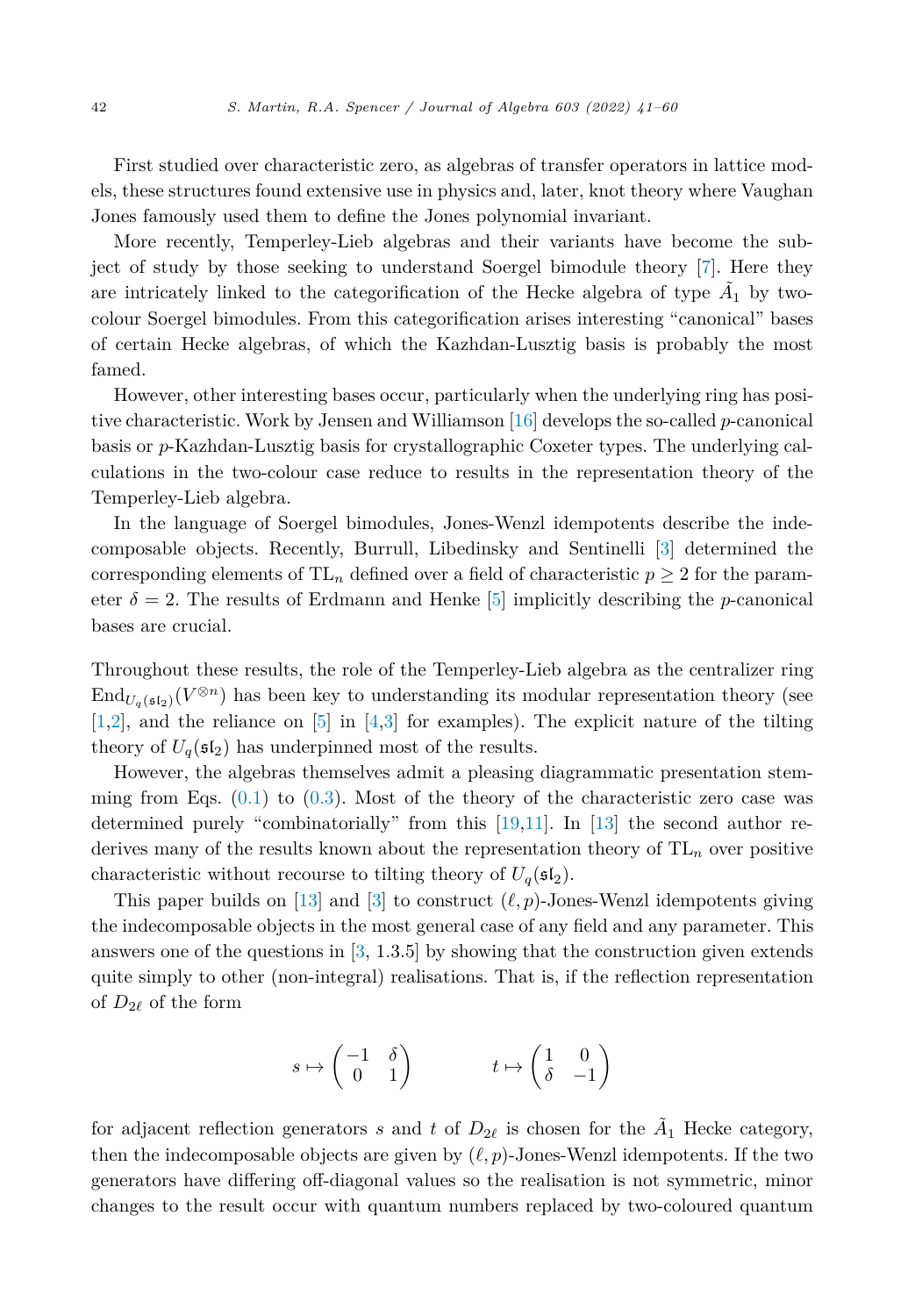First studied over characteristic zero, as algebras of transfer operators in lattice models, these structures found extensive use in physics and, later, knot theory where Vaughan Jones famously used them to define the Jones polynomial invariant.

More recently, Temperley-Lieb algebras and their variants have become the subject of study by those seeking to understand Soergel bimodule theory [7]. Here they are intricately linked to the categorification of the Hecke algebra of type $\tilde{A}_1$ by two-colour Soergel bimodules. From this categorification arises interesting "canonical" bases of certain Hecke algebras, of which the Kazhdan-Lusztig basis is probably the most famed.

However, other interesting bases occur, particularly when the underlying ring has positive characteristic. Work by Jensen and Williamson [16] develops the so-called $p$-canonical basis or $p$-Kazhdan-Lusztig basis for crystallographic Coxeter types. The underlying calculations in the two-colour case reduce to results in the representation theory of the Temperley-Lieb algebra.

In the language of Soergel bimodules, Jones-Wenzl idempotents describe the indecomposable objects. Recently, Burrull, Libedinsky and Sentinelli [3] determined the corresponding elements of $\mathrm{TL}_n$ defined over a field of characteristic $p \geq 2$ for the parameter $\delta = 2$. The results of Erdmann and Henke [5] implicitly describing the $p$-canonical bases are crucial.

Throughout these results, the role of the Temperley-Lieb algebra as the centralizer ring $\mathrm{End}_{U_q(\mathfrak{sl}_2)}(V^{\otimes n})$ has been key to understanding its modular representation theory (see [1,2], and the reliance on [5] in [4,3] for examples). The explicit nature of the tilting theory of $U_q(\mathfrak{sl}_2)$ has underpinned most of the results.

However, the algebras themselves admit a pleasing diagrammatic presentation stemming from Eqs. (0.1) to (0.3). Most of the theory of the characteristic zero case was determined purely "combinatorially" from this [19,11]. In [13] the second author rederives many of the results known about the representation theory of $\mathrm{TL}_n$ over positive characteristic without recourse to tilting theory of $U_q(\mathfrak{sl}_2)$.

This paper builds on [13] and [3] to construct $(\ell, p)$-Jones-Wenzl idempotents giving the indecomposable objects in the most general case of any field and any parameter. This answers one of the questions in [3, 1.3.5] by showing that the construction given extends quite simply to other (non-integral) realisations. That is, if the reflection representation of $D_{2\ell}$ of the form

$$s \mapsto \begin{pmatrix} -1 & \delta \\ 0 & 1 \end{pmatrix} \qquad\qquad t \mapsto \begin{pmatrix} 1 & 0 \\ \delta & -1 \end{pmatrix}$$

for adjacent reflection generators $s$ and $t$ of $D_{2\ell}$ is chosen for the $\tilde{A}_1$ Hecke category, then the indecomposable objects are given by $(\ell, p)$-Jones-Wenzl idempotents. If the two generators have differing off-diagonal values so the realisation is not symmetric, minor changes to the result occur with quantum numbers replaced by two-coloured quantum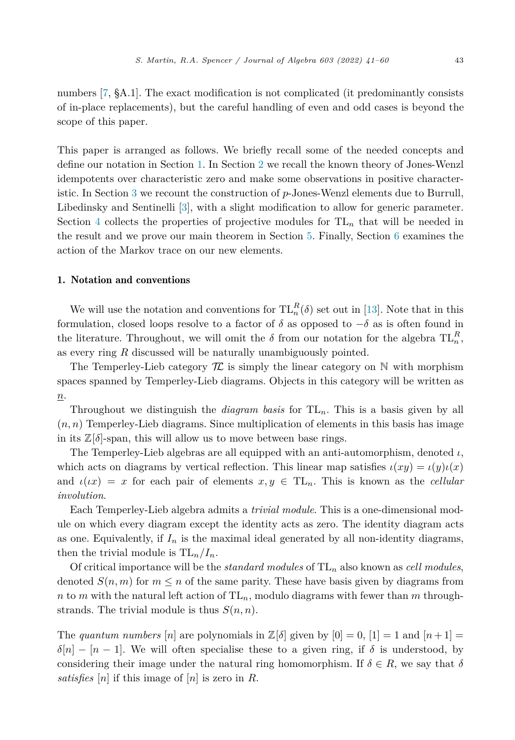numbers [7, §A.1]. The exact modification is not complicated (it predominantly consists of in-place replacements), but the careful handling of even and odd cases is beyond the scope of this paper.

This paper is arranged as follows. We briefly recall some of the needed concepts and define our notation in Section 1. In Section 2 we recall the known theory of Jones-Wenzl idempotents over characteristic zero and make some observations in positive characteristic. In Section 3 we recount the construction of $p$-Jones-Wenzl elements due to Burrull, Libedinsky and Sentinelli [3], with a slight modification to allow for generic parameter. Section 4 collects the properties of projective modules for $\mathrm{TL}_n$ that will be needed in the result and we prove our main theorem in Section 5. Finally, Section 6 examines the action of the Markov trace on our new elements.

## 1. Notation and conventions

We will use the notation and conventions for $\mathrm{TL}_n^R(\delta)$ set out in [13]. Note that in this formulation, closed loops resolve to a factor of $\delta$ as opposed to $-\delta$ as is often found in the literature. Throughout, we will omit the $\delta$ from our notation for the algebra $\mathrm{TL}_n^R$, as every ring $R$ discussed will be naturally unambiguously pointed.

The Temperley-Lieb category $\mathcal{TL}$ is simply the linear category on $\mathbb{N}$ with morphism spaces spanned by Temperley-Lieb diagrams. Objects in this category will be written as $\underline{n}$.

Throughout we distinguish the *diagram basis* for $\mathrm{TL}_n$. This is a basis given by all $(n, n)$ Temperley-Lieb diagrams. Since multiplication of elements in this basis has image in its $\mathbb{Z}[\delta]$-span, this will allow us to move between base rings.

The Temperley-Lieb algebras are all equipped with an anti-automorphism, denoted $\iota$, which acts on diagrams by vertical reflection. This linear map satisfies $\iota(xy) = \iota(y)\iota(x)$ and $\iota(\iota x) = x$ for each pair of elements $x, y \in \mathrm{TL}_n$. This is known as the *cellular involution*.

Each Temperley-Lieb algebra admits a *trivial module*. This is a one-dimensional module on which every diagram except the identity acts as zero. The identity diagram acts as one. Equivalently, if $I_n$ is the maximal ideal generated by all non-identity diagrams, then the trivial module is $\mathrm{TL}_n/I_n$.

Of critical importance will be the *standard modules* of $\mathrm{TL}_n$ also known as *cell modules*, denoted $S(n, m)$ for $m \leq n$ of the same parity. These have basis given by diagrams from $n$ to $m$ with the natural left action of $\mathrm{TL}_n$, modulo diagrams with fewer than $m$ through-strands. The trivial module is thus $S(n, n)$.

The *quantum numbers* $[n]$ are polynomials in $\mathbb{Z}[\delta]$ given by $[0] = 0$, $[1] = 1$ and $[n+1] = \delta[n] - [n-1]$. We will often specialise these to a given ring, if $\delta$ is understood, by considering their image under the natural ring homomorphism. If $\delta \in R$, we say that $\delta$ *satisfies* $[n]$ if this image of $[n]$ is zero in $R$.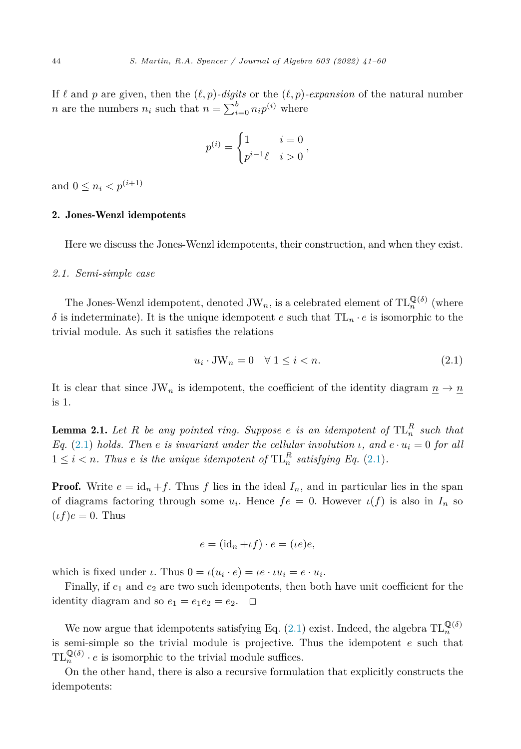If $\ell$ and $p$ are given, then the $(\ell, p)$-*digits* or the $(\ell, p)$-*expansion* of the natural number $n$ are the numbers $n_i$ such that $n = \sum_{i=0}^{b} n_i p^{(i)}$ where

$$p^{(i)} = \begin{cases} 1 & i = 0 \\ p^{i-1}\ell & i > 0 \end{cases},$$

and $0 \le n_i < p^{(i+1)}$

## 2. Jones-Wenzl idempotents

Here we discuss the Jones-Wenzl idempotents, their construction, and when they exist.

### *2.1. Semi-simple case*

The Jones-Wenzl idempotent, denoted $\mathrm{JW}_n$, is a celebrated element of $\mathrm{TL}_n^{\mathbb{Q}(\delta)}$ (where $\delta$ is indeterminate). It is the unique idempotent $e$ such that $\mathrm{TL}_n \cdot e$ is isomorphic to the trivial module. As such it satisfies the relations

$$u_i \cdot \mathrm{JW}_n = 0 \quad \forall\, 1 \le i < n. \tag{2.1}$$

It is clear that since $\mathrm{JW}_n$ is idempotent, the coefficient of the identity diagram $\underline{n} \to \underline{n}$ is 1.

**Lemma 2.1.** *Let $R$ be any pointed ring. Suppose $e$ is an idempotent of $\mathrm{TL}_n^R$ such that Eq. (2.1) holds. Then $e$ is invariant under the cellular involution $\iota$, and $e \cdot u_i = 0$ for all $1 \le i < n$. Thus $e$ is the unique idempotent of $\mathrm{TL}_n^R$ satisfying Eq. (2.1).*

**Proof.** Write $e = \mathrm{id}_n + f$. Thus $f$ lies in the ideal $I_n$, and in particular lies in the span of diagrams factoring through some $u_i$. Hence $fe = 0$. However $\iota(f)$ is also in $I_n$ so $(\iota f)e = 0$. Thus

$$e = (\mathrm{id}_n + \iota f) \cdot e = (\iota e)e,$$

which is fixed under $\iota$. Thus $0 = \iota(u_i \cdot e) = \iota e \cdot \iota u_i = e \cdot u_i$.

Finally, if $e_1$ and $e_2$ are two such idempotents, then both have unit coefficient for the identity diagram and so $e_1 = e_1 e_2 = e_2$. $\square$

We now argue that idempotents satisfying Eq. (2.1) exist. Indeed, the algebra $\mathrm{TL}_n^{\mathbb{Q}(\delta)}$ is semi-simple so the trivial module is projective. Thus the idempotent $e$ such that $\mathrm{TL}_n^{\mathbb{Q}(\delta)} \cdot e$ is isomorphic to the trivial module suffices.

On the other hand, there is also a recursive formulation that explicitly constructs the idempotents: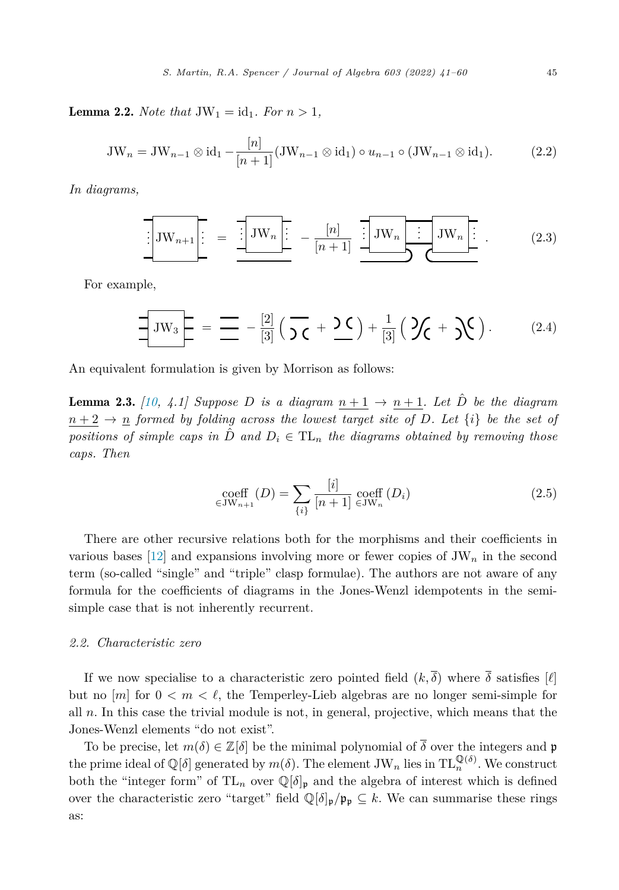**Lemma 2.2.** *Note that* $\mathrm{JW}_1 = \mathrm{id}_1$. *For* $n > 1$,

$$\mathrm{JW}_n = \mathrm{JW}_{n-1} \otimes \mathrm{id}_1 - \frac{[n]}{[n+1]} (\mathrm{JW}_{n-1} \otimes \mathrm{id}_1) \circ u_{n-1} \circ (\mathrm{JW}_{n-1} \otimes \mathrm{id}_1). \tag{2.2}$$

*In diagrams,*

$$\mathrm{JW}_{n+1} = \mathrm{JW}_n - \frac{[n]}{[n+1]} \; \mathrm{JW}_n \;\; \mathrm{JW}_n . \tag{2.3}$$

For example,

$$\mathrm{JW}_3 = \; - \frac{[2]}{[3]} \big( \; + \; \big) + \frac{1}{[3]} \big( \; + \; \big). \tag{2.4}$$

An equivalent formulation is given by Morrison as follows:

**Lemma 2.3.** *[10, 4.1] Suppose $D$ is a diagram $\underline{n+1} \to \underline{n+1}$. Let $\hat{D}$ be the diagram $\underline{n+2} \to \underline{n}$ formed by folding across the lowest target site of $D$. Let $\{i\}$ be the set of positions of simple caps in $\hat{D}$ and $D_i \in \mathrm{TL}_n$ the diagrams obtained by removing those caps. Then*

$$\underset{\in \mathrm{JW}_{n+1}}{\mathrm{coeff}} (D) = \sum_{\{i\}} \frac{[i]}{[n+1]} \underset{\in \mathrm{JW}_n}{\mathrm{coeff}} (D_i) \tag{2.5}$$

There are other recursive relations both for the morphisms and their coefficients in various bases [12] and expansions involving more or fewer copies of $\mathrm{JW}_n$ in the second term (so-called "single" and "triple" clasp formulae). The authors are not aware of any formula for the coefficients of diagrams in the Jones-Wenzl idempotents in the semi-simple case that is not inherently recurrent.

### 2.2. Characteristic zero

If we now specialise to a characteristic zero pointed field $(k, \overline{\delta})$ where $\overline{\delta}$ satisfies $[\ell]$ but no $[m]$ for $0 < m < \ell$, the Temperley-Lieb algebras are no longer semi-simple for all $n$. In this case the trivial module is not, in general, projective, which means that the Jones-Wenzl elements "do not exist".

To be precise, let $m(\delta) \in \mathbb{Z}[\delta]$ be the minimal polynomial of $\overline{\delta}$ over the integers and $\mathfrak{p}$ the prime ideal of $\mathbb{Q}[\delta]$ generated by $m(\delta)$. The element $\mathrm{JW}_n$ lies in $\mathrm{TL}_n^{\mathbb{Q}(\delta)}$. We construct both the "integer form" of $\mathrm{TL}_n$ over $\mathbb{Q}[\delta]_{\mathfrak{p}}$ and the algebra of interest which is defined over the characteristic zero "target" field $\mathbb{Q}[\delta]_{\mathfrak{p}}/\mathfrak{p}_{\mathfrak{p}} \subseteq k$. We can summarise these rings as: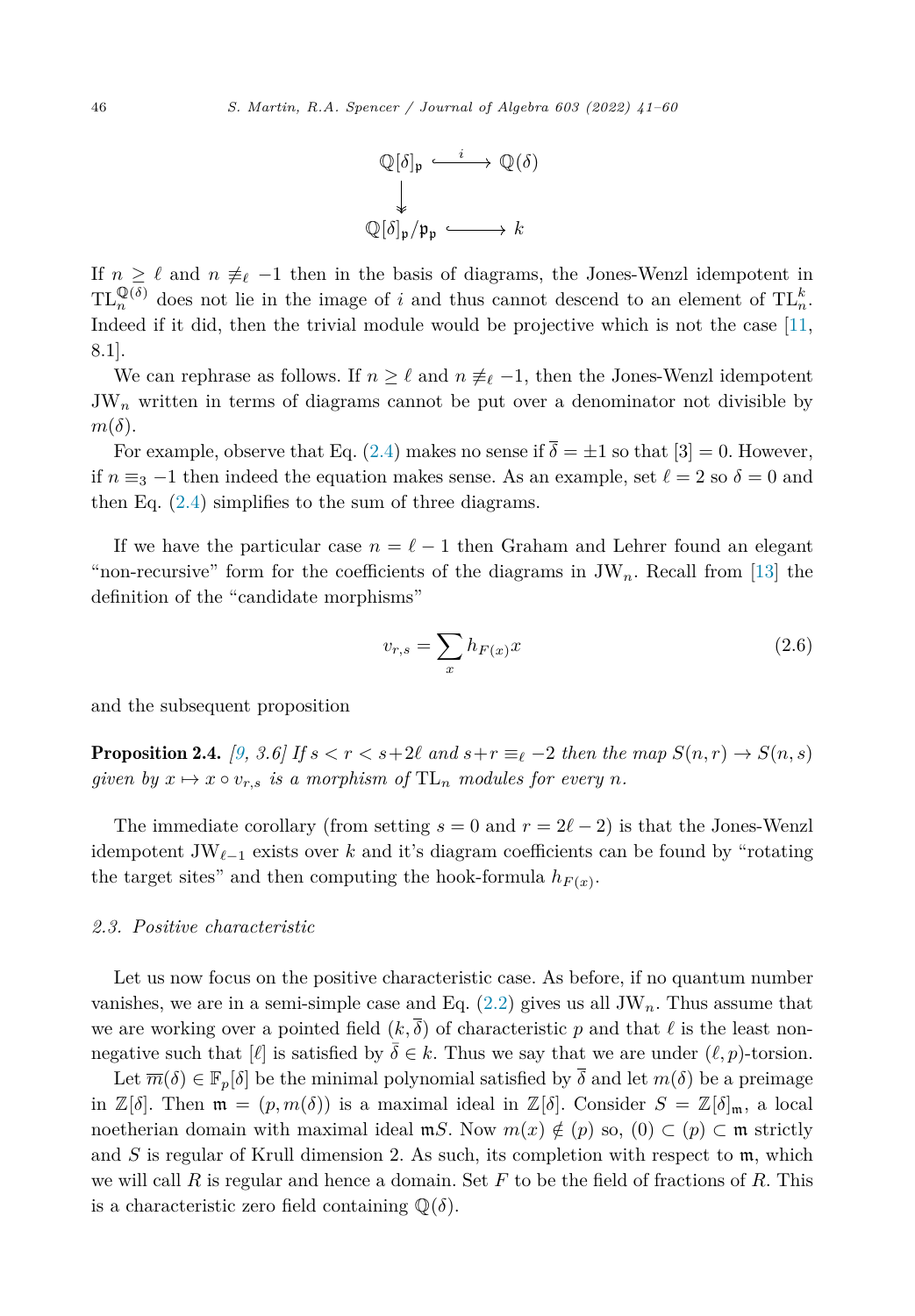$$\begin{array}{ccc} \mathbb{Q}[\delta]_{\mathfrak{p}} & \xrightarrow{\ i\ } & \mathbb{Q}(\delta) \\ \downarrow & & \\ \mathbb{Q}[\delta]_{\mathfrak{p}}/\mathfrak{p}_{\mathfrak{p}} & \longrightarrow & k \end{array}$$

If $n \geq \ell$ and $n \not\equiv_\ell -1$ then in the basis of diagrams, the Jones-Wenzl idempotent in $\mathrm{TL}_n^{\mathbb{Q}(\delta)}$ does not lie in the image of $i$ and thus cannot descend to an element of $\mathrm{TL}_n^k$. Indeed if it did, then the trivial module would be projective which is not the case [11, 8.1].

We can rephrase as follows. If $n \geq \ell$ and $n \not\equiv_\ell -1$, then the Jones-Wenzl idempotent $\mathrm{JW}_n$ written in terms of diagrams cannot be put over a denominator not divisible by $m(\delta)$.

For example, observe that Eq. (2.4) makes no sense if $\overline{\delta} = \pm 1$ so that $[3] = 0$. However, if $n \equiv_3 -1$ then indeed the equation makes sense. As an example, set $\ell = 2$ so $\delta = 0$ and then Eq. (2.4) simplifies to the sum of three diagrams.

If we have the particular case $n = \ell - 1$ then Graham and Lehrer found an elegant "non-recursive" form for the coefficients of the diagrams in $\mathrm{JW}_n$. Recall from [13] the definition of the "candidate morphisms"

$$v_{r,s} = \sum_x h_{F(x)} x \tag{2.6}$$

and the subsequent proposition

**Proposition 2.4.** *[9, 3.6] If $s < r < s+2\ell$ and $s+r \equiv_\ell -2$ then the map $S(n,r) \to S(n,s)$ given by $x \mapsto x \circ v_{r,s}$ is a morphism of $\mathrm{TL}_n$ modules for every $n$.*

The immediate corollary (from setting $s = 0$ and $r = 2\ell - 2$) is that the Jones-Wenzl idempotent $\mathrm{JW}_{\ell-1}$ exists over $k$ and it's diagram coefficients can be found by "rotating the target sites" and then computing the hook-formula $h_{F(x)}$.

### *2.3. Positive characteristic*

Let us now focus on the positive characteristic case. As before, if no quantum number vanishes, we are in a semi-simple case and Eq. (2.2) gives us all $\mathrm{JW}_n$. Thus assume that we are working over a pointed field $(k, \overline{\delta})$ of characteristic $p$ and that $\ell$ is the least non-negative such that $[\ell]$ is satisfied by $\overline{\delta} \in k$. Thus we say that we are under $(\ell, p)$-torsion.

Let $\overline{m}(\delta) \in \mathbb{F}_p[\delta]$ be the minimal polynomial satisfied by $\overline{\delta}$ and let $m(\delta)$ be a preimage in $\mathbb{Z}[\delta]$. Then $\mathfrak{m} = (p, m(\delta))$ is a maximal ideal in $\mathbb{Z}[\delta]$. Consider $S = \mathbb{Z}[\delta]_{\mathfrak{m}}$, a local noetherian domain with maximal ideal $\mathfrak{m}S$. Now $m(x) \notin (p)$ so, $(0) \subset (p) \subset \mathfrak{m}$ strictly and $S$ is regular of Krull dimension 2. As such, its completion with respect to $\mathfrak{m}$, which we will call $R$ is regular and hence a domain. Set $F$ to be the field of fractions of $R$. This is a characteristic zero field containing $\mathbb{Q}(\delta)$.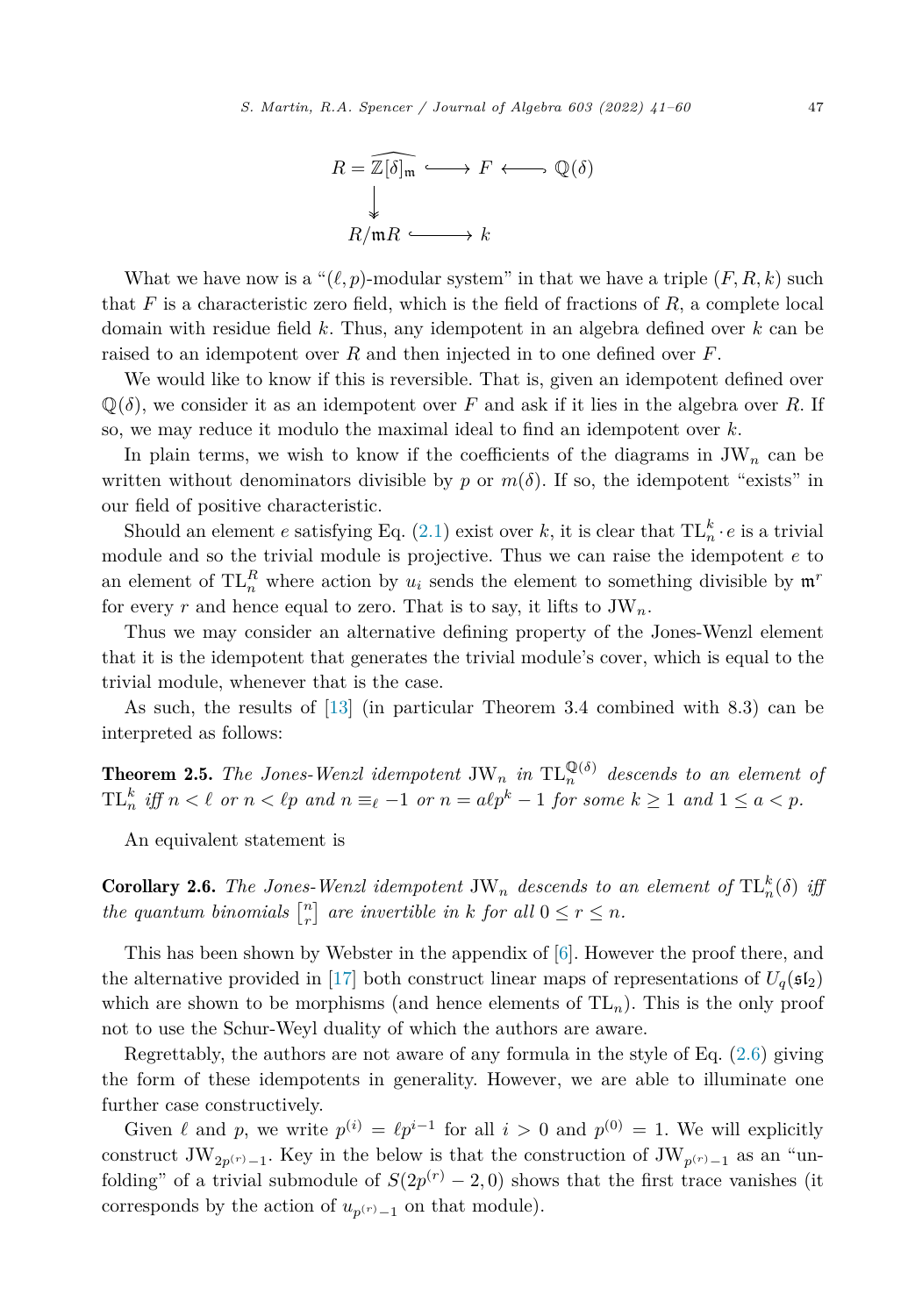$$
\begin{array}{ccccc}
R = \widehat{\mathbb{Z}[\delta]_{\mathfrak{m}}} & \hookrightarrow & F & \hookleftarrow & \mathbb{Q}(\delta) \\
\downarrow & & & & \\
R/\mathfrak{m}R & \hookrightarrow & k & &
\end{array}
$$

What we have now is a "$(\ell, p)$-modular system" in that we have a triple $(F, R, k)$ such that $F$ is a characteristic zero field, which is the field of fractions of $R$, a complete local domain with residue field $k$. Thus, any idempotent in an algebra defined over $k$ can be raised to an idempotent over $R$ and then injected in to one defined over $F$.

We would like to know if this is reversible. That is, given an idempotent defined over $\mathbb{Q}(\delta)$, we consider it as an idempotent over $F$ and ask if it lies in the algebra over $R$. If so, we may reduce it modulo the maximal ideal to find an idempotent over $k$.

In plain terms, we wish to know if the coefficients of the diagrams in $\mathrm{JW}_n$ can be written without denominators divisible by $p$ or $m(\delta)$. If so, the idempotent "exists" in our field of positive characteristic.

Should an element $e$ satisfying Eq. (2.1) exist over $k$, it is clear that $\mathrm{TL}_n^k \cdot e$ is a trivial module and so the trivial module is projective. Thus we can raise the idempotent $e$ to an element of $\mathrm{TL}_n^R$ where action by $u_i$ sends the element to something divisible by $\mathfrak{m}^r$ for every $r$ and hence equal to zero. That is to say, it lifts to $\mathrm{JW}_n$.

Thus we may consider an alternative defining property of the Jones-Wenzl element that it is the idempotent that generates the trivial module's cover, which is equal to the trivial module, whenever that is the case.

As such, the results of [13] (in particular Theorem 3.4 combined with 8.3) can be interpreted as follows:

**Theorem 2.5.** *The Jones-Wenzl idempotent* $\mathrm{JW}_n$ *in* $\mathrm{TL}_n^{\mathbb{Q}(\delta)}$ *descends to an element of* $\mathrm{TL}_n^k$ *iff* $n < \ell$ *or* $n < \ell p$ *and* $n \equiv_\ell -1$ *or* $n = a\ell p^k - 1$ *for some* $k \geq 1$ *and* $1 \leq a < p$.

An equivalent statement is

**Corollary 2.6.** *The Jones-Wenzl idempotent* $\mathrm{JW}_n$ *descends to an element of* $\mathrm{TL}_n^k(\delta)$ *iff the quantum binomials* $\begin{bmatrix} n \\ r \end{bmatrix}$ *are invertible in* $k$ *for all* $0 \leq r \leq n$.

This has been shown by Webster in the appendix of [6]. However the proof there, and the alternative provided in [17] both construct linear maps of representations of $U_q(\mathfrak{sl}_2)$ which are shown to be morphisms (and hence elements of $\mathrm{TL}_n$). This is the only proof not to use the Schur-Weyl duality of which the authors are aware.

Regrettably, the authors are not aware of any formula in the style of Eq. (2.6) giving the form of these idempotents in generality. However, we are able to illuminate one further case constructively.

Given $\ell$ and $p$, we write $p^{(i)} = \ell p^{i-1}$ for all $i > 0$ and $p^{(0)} = 1$. We will explicitly construct $\mathrm{JW}_{2p^{(r)}-1}$. Key in the below is that the construction of $\mathrm{JW}_{p^{(r)}-1}$ as an "unfolding" of a trivial submodule of $S(2p^{(r)} - 2, 0)$ shows that the first trace vanishes (it corresponds by the action of $u_{p^{(r)}-1}$ on that module).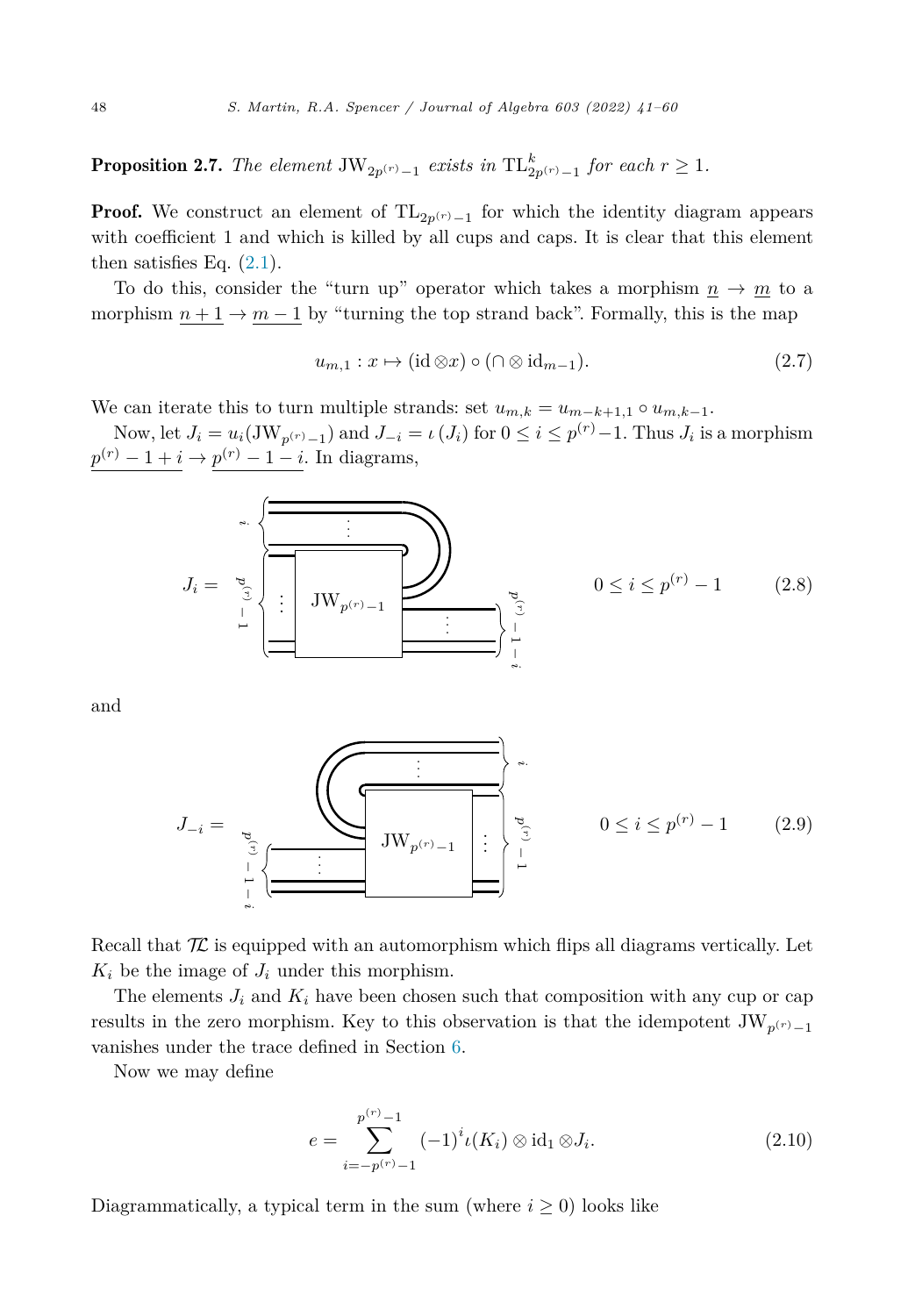**Proposition 2.7.** *The element* $\mathrm{JW}_{2p^{(r)}-1}$ *exists in* $\mathrm{TL}^k_{2p^{(r)}-1}$ *for each* $r \geq 1$.

**Proof.** We construct an element of $\mathrm{TL}_{2p^{(r)}-1}$ for which the identity diagram appears with coefficient 1 and which is killed by all cups and caps. It is clear that this element then satisfies Eq. (2.1).

To do this, consider the "turn up" operator which takes a morphism $\underline{n} \to \underline{m}$ to a morphism $\underline{n+1} \to \underline{m-1}$ by "turning the top strand back". Formally, this is the map

$$u_{m,1} : x \mapsto (\mathrm{id} \otimes x) \circ (\cap \otimes \mathrm{id}_{m-1}). \tag{2.7}$$

We can iterate this to turn multiple strands: set $u_{m,k} = u_{m-k+1,1} \circ u_{m,k-1}$.

Now, let $J_i = u_i(\mathrm{JW}_{p^{(r)}-1})$ and $J_{-i} = \iota(J_i)$ for $0 \leq i \leq p^{(r)}-1$. Thus $J_i$ is a morphism $\underline{p^{(r)}-1+i} \to \underline{p^{(r)}-1-i}$. In diagrams,

$$J_i = \quad [\text{diagram}] \qquad 0 \leq i \leq p^{(r)}-1 \tag{2.8}$$

and

$$J_{-i} = \quad [\text{diagram}] \qquad 0 \leq i \leq p^{(r)}-1 \tag{2.9}$$

Recall that $\mathcal{TL}$ is equipped with an automorphism which flips all diagrams vertically. Let $K_i$ be the image of $J_i$ under this morphism.

The elements $J_i$ and $K_i$ have been chosen such that composition with any cup or cap results in the zero morphism. Key to this observation is that the idempotent $\mathrm{JW}_{p^{(r)}-1}$ vanishes under the trace defined in Section 6.

Now we may define

$$e = \sum_{i=-p^{(r)}-1}^{p^{(r)}-1} (-1)^i \iota(K_i) \otimes \mathrm{id}_1 \otimes J_i. \tag{2.10}$$

Diagrammatically, a typical term in the sum (where $i \geq 0$) looks like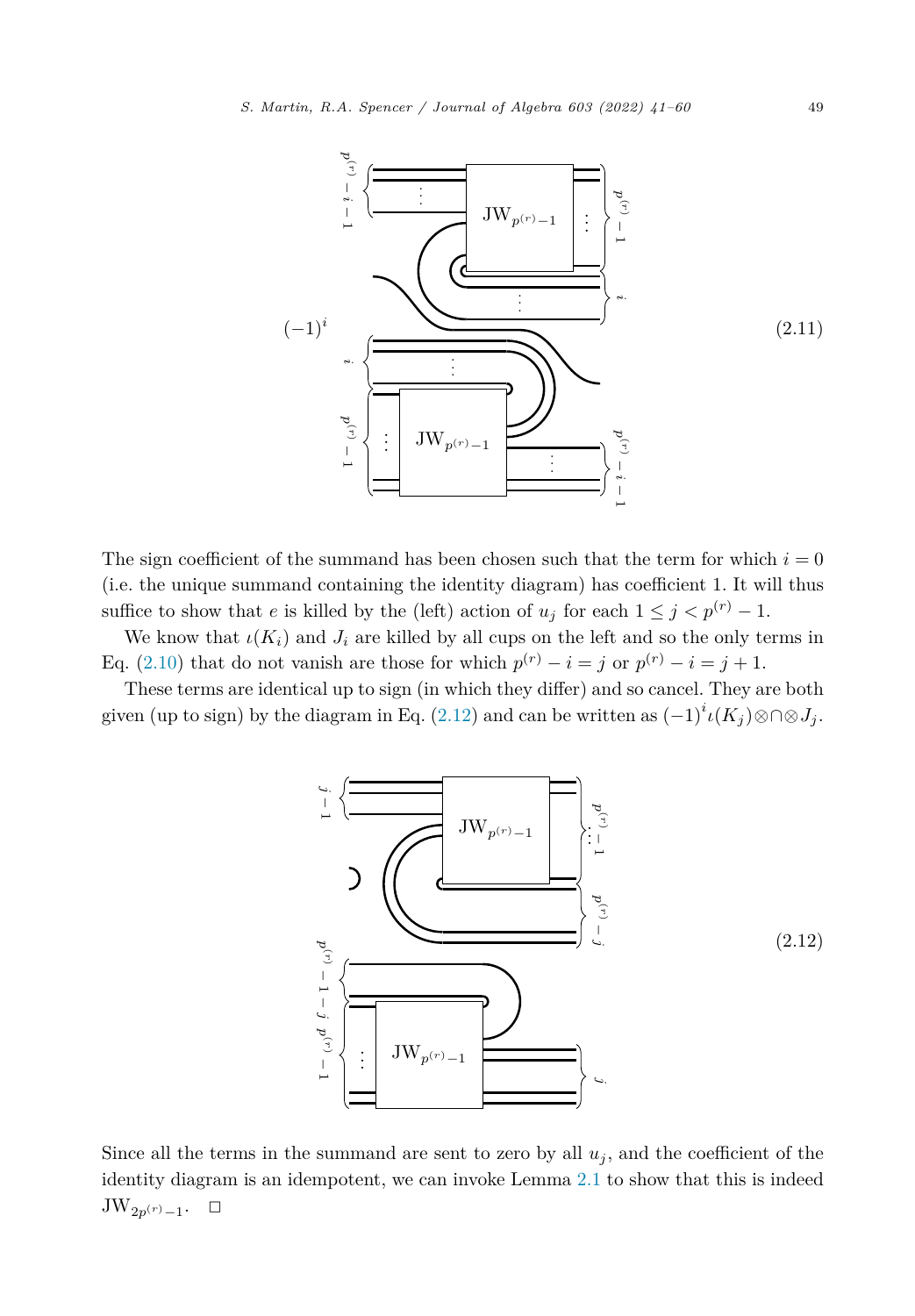$$(-1)^i \quad (2.11)$$

The sign coefficient of the summand has been chosen such that the term for which $i = 0$ (i.e. the unique summand containing the identity diagram) has coefficient 1. It will thus suffice to show that $e$ is killed by the (left) action of $u_j$ for each $1 \leq j < p^{(r)} - 1$.

We know that $\iota(K_i)$ and $J_i$ are killed by all cups on the left and so the only terms in Eq. (2.10) that do not vanish are those for which $p^{(r)} - i = j$ or $p^{(r)} - i = j + 1$.

These terms are identical up to sign (in which they differ) and so cancel. They are both given (up to sign) by the diagram in Eq. (2.12) and can be written as $(-1)^i \iota(K_j) \otimes \cap \otimes J_j$.

$$(2.12)$$

Since all the terms in the summand are sent to zero by all $u_j$, and the coefficient of the identity diagram is an idempotent, we can invoke Lemma 2.1 to show that this is indeed $\mathrm{JW}_{2p^{(r)}-1}$. $\square$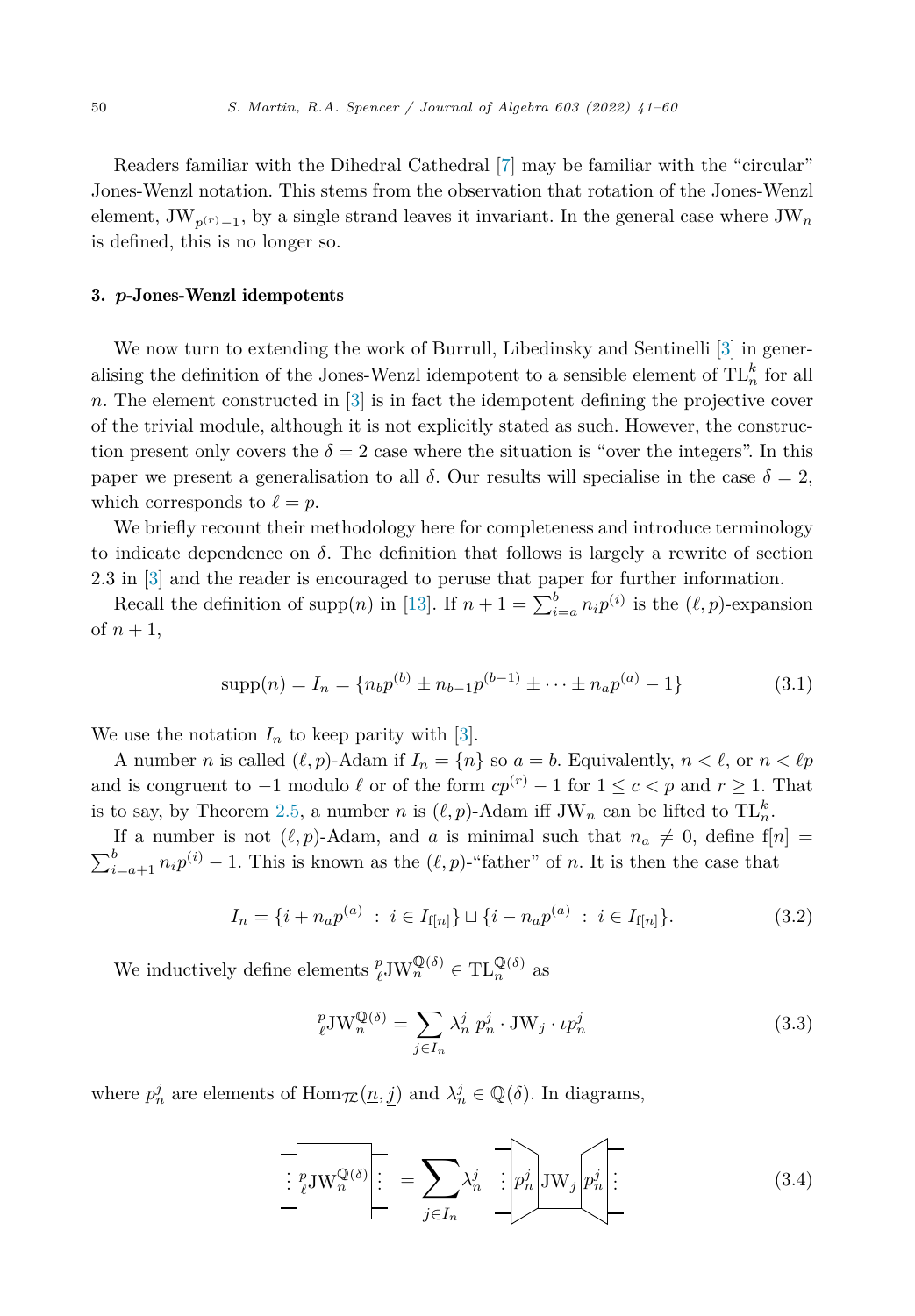Readers familiar with the Dihedral Cathedral [7] may be familiar with the "circular" Jones-Wenzl notation. This stems from the observation that rotation of the Jones-Wenzl element, $\mathrm{JW}_{p^{(r)}-1}$, by a single strand leaves it invariant. In the general case where $\mathrm{JW}_n$ is defined, this is no longer so.

## 3. $p$-Jones-Wenzl idempotents

We now turn to extending the work of Burrull, Libedinsky and Sentinelli [3] in generalising the definition of the Jones-Wenzl idempotent to a sensible element of $\mathrm{TL}_n^k$ for all $n$. The element constructed in [3] is in fact the idempotent defining the projective cover of the trivial module, although it is not explicitly stated as such. However, the construction present only covers the $\delta = 2$ case where the situation is "over the integers". In this paper we present a generalisation to all $\delta$. Our results will specialise in the case $\delta = 2$, which corresponds to $\ell = p$.

We briefly recount their methodology here for completeness and introduce terminology to indicate dependence on $\delta$. The definition that follows is largely a rewrite of section 2.3 in [3] and the reader is encouraged to peruse that paper for further information.

Recall the definition of $\mathrm{supp}(n)$ in [13]. If $n+1 = \sum_{i=a}^{b} n_i p^{(i)}$ is the $(\ell,p)$-expansion of $n+1$,

$$\mathrm{supp}(n) = I_n = \{n_b p^{(b)} \pm n_{b-1} p^{(b-1)} \pm \cdots \pm n_a p^{(a)} - 1\} \tag{3.1}$$

We use the notation $I_n$ to keep parity with [3].

A number $n$ is called $(\ell,p)$-Adam if $I_n = \{n\}$ so $a = b$. Equivalently, $n < \ell$, or $n < \ell p$ and is congruent to $-1$ modulo $\ell$ or of the form $cp^{(r)} - 1$ for $1 \leq c < p$ and $r \geq 1$. That is to say, by Theorem 2.5, a number $n$ is $(\ell,p)$-Adam iff $\mathrm{JW}_n$ can be lifted to $\mathrm{TL}_n^k$.

If a number is not $(\ell,p)$-Adam, and $a$ is minimal such that $n_a \neq 0$, define $\mathrm{f}[n] = \sum_{i=a+1}^{b} n_i p^{(i)} - 1$. This is known as the $(\ell,p)$-"father" of $n$. It is then the case that

$$I_n = \{i + n_a p^{(a)} \ : \ i \in I_{\mathrm{f}[n]}\} \sqcup \{i - n_a p^{(a)} \ : \ i \in I_{\mathrm{f}[n]}\}. \tag{3.2}$$

We inductively define elements ${}^{p}_{\ell}\mathrm{JW}_n^{\mathbb{Q}(\delta)} \in \mathrm{TL}_n^{\mathbb{Q}(\delta)}$ as

$${}^{p}_{\ell}\mathrm{JW}_n^{\mathbb{Q}(\delta)} = \sum_{j \in I_n} \lambda_n^j \, p_n^j \cdot \mathrm{JW}_j \cdot \iota p_n^j \tag{3.3}$$

where $p_n^j$ are elements of $\mathrm{Hom}_{\mathcal{TL}}(\underline{n}, \underline{j})$ and $\lambda_n^j \in \mathbb{Q}(\delta)$. In diagrams,

$$\boxed{{}^{p}_{\ell}\mathrm{JW}_n^{\mathbb{Q}(\delta)}} = \sum_{j \in I_n} \lambda_n^j \ \ p_n^j \ \boxed{\mathrm{JW}_j} \ p_n^j \tag{3.4}$$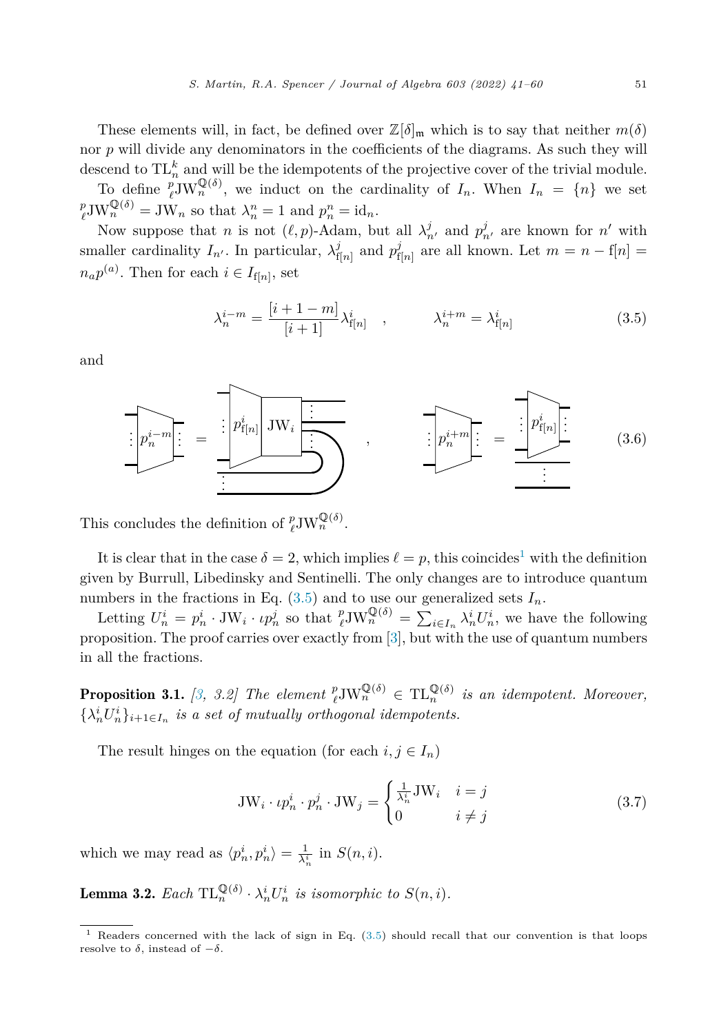These elements will, in fact, be defined over $\mathbb{Z}[\delta]_{\mathfrak{m}}$ which is to say that neither $m(\delta)$ nor $p$ will divide any denominators in the coefficients of the diagrams. As such they will descend to $\mathrm{TL}_n^k$ and will be the idempotents of the projective cover of the trivial module.

To define ${}^p_\ell\mathrm{JW}_n^{\mathbb{Q}(\delta)}$, we induct on the cardinality of $I_n$. When $I_n = \{n\}$ we set ${}^p_\ell\mathrm{JW}_n^{\mathbb{Q}(\delta)} = \mathrm{JW}_n$ so that $\lambda_n^n = 1$ and $p_n^n = \mathrm{id}_n$.

Now suppose that $n$ is not $(\ell, p)$-Adam, but all $\lambda_{n'}^j$ and $p_{n'}^j$ are known for $n'$ with smaller cardinality $I_{n'}$. In particular, $\lambda_{\mathrm{f}[n]}^j$ and $p_{\mathrm{f}[n]}^j$ are all known. Let $m = n - \mathrm{f}[n] = n_a p^{(a)}$. Then for each $i \in I_{\mathrm{f}[n]}$, set

$$\lambda_n^{i-m} = \frac{[i+1-m]}{[i+1]}\lambda_{\mathrm{f}[n]}^i \quad , \qquad \lambda_n^{i+m} = \lambda_{\mathrm{f}[n]}^i \tag{3.5}$$

and

$$(3.6)$$

This concludes the definition of ${}^p_\ell\mathrm{JW}_n^{\mathbb{Q}(\delta)}$.

It is clear that in the case $\delta = 2$, which implies $\ell = p$, this coincides[1] with the definition given by Burrull, Libedinsky and Sentinelli. The only changes are to introduce quantum numbers in the fractions in Eq. (3.5) and to use our generalized sets $I_n$.

Letting $U_n^i = p_n^i \cdot \mathrm{JW}_i \cdot \iota p_n^j$ so that ${}^p_\ell\mathrm{JW}_n^{\mathbb{Q}(\delta)} = \sum_{i \in I_n} \lambda_n^i U_n^i$, we have the following proposition. The proof carries over exactly from [3], but with the use of quantum numbers in all the fractions.

**Proposition 3.1.** *[3, 3.2] The element ${}^p_\ell\mathrm{JW}_n^{\mathbb{Q}(\delta)} \in \mathrm{TL}_n^{\mathbb{Q}(\delta)}$ is an idempotent. Moreover, $\{\lambda_n^i U_n^i\}_{i+1 \in I_n}$ is a set of mutually orthogonal idempotents.*

The result hinges on the equation (for each $i, j \in I_n$)

$$\mathrm{JW}_i \cdot \iota p_n^i \cdot p_n^j \cdot \mathrm{JW}_j = \begin{cases} \frac{1}{\lambda_n^i}\mathrm{JW}_i & i = j \\ 0 & i \neq j \end{cases} \tag{3.7}$$

which we may read as $\langle p_n^i, p_n^i \rangle = \frac{1}{\lambda_n^i}$ in $S(n, i)$.

**Lemma 3.2.** *Each $\mathrm{TL}_n^{\mathbb{Q}(\delta)} \cdot \lambda_n^i U_n^i$ is isomorphic to $S(n, i)$.*

[1] Readers concerned with the lack of sign in Eq. (3.5) should recall that our convention is that loops resolve to $\delta$, instead of $-\delta$.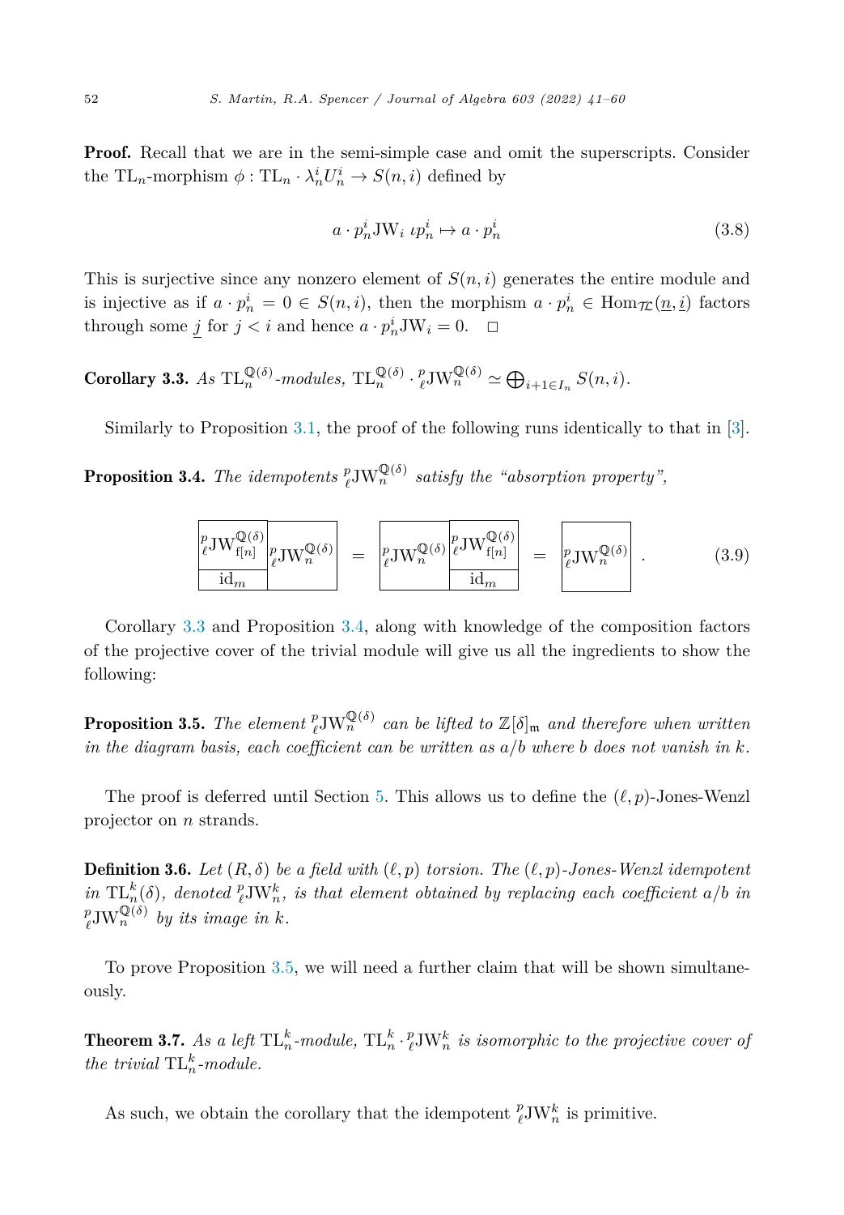**Proof.** Recall that we are in the semi-simple case and omit the superscripts. Consider the $\mathrm{TL}_n$-morphism $\phi : \mathrm{TL}_n \cdot \lambda_n^i U_n^i \to S(n,i)$ defined by

$$a \cdot p_n^i \mathrm{JW}_i \, \iota p_n^i \mapsto a \cdot p_n^i \tag{3.8}$$

This is surjective since any nonzero element of $S(n,i)$ generates the entire module and is injective as if $a \cdot p_n^i = 0 \in S(n,i)$, then the morphism $a \cdot p_n^i \in \mathrm{Hom}_{\mathcal{TL}}(\underline{n}, \underline{i})$ factors through some $\underline{j}$ for $j < i$ and hence $a \cdot p_n^i \mathrm{JW}_i = 0$. $\square$

**Corollary 3.3.** *As* $\mathrm{TL}_n^{\mathbb{Q}(\delta)}$*-modules,* $\mathrm{TL}_n^{\mathbb{Q}(\delta)} \cdot {}^p_\ell\mathrm{JW}_n^{\mathbb{Q}(\delta)} \simeq \bigoplus_{i+1 \in I_n} S(n,i)$.

Similarly to Proposition 3.1, the proof of the following runs identically to that in [3].

**Proposition 3.4.** *The idempotents* ${}^p_\ell\mathrm{JW}_n^{\mathbb{Q}(\delta)}$ *satisfy the "absorption property",*

$$\left(\begin{array}{c|c} {}^p_\ell\mathrm{JW}_{\mathrm{f}[n]}^{\mathbb{Q}(\delta)} & \\ \cline{1-1} \mathrm{id}_m & {}^p_\ell\mathrm{JW}_n^{\mathbb{Q}(\delta)} \end{array}\right) = \left(\begin{array}{c|c} & {}^p_\ell\mathrm{JW}_{\mathrm{f}[n]}^{\mathbb{Q}(\delta)} \\ \cline{2-2} {}^p_\ell\mathrm{JW}_n^{\mathbb{Q}(\delta)} & \mathrm{id}_m \end{array}\right) = \boxed{{}^p_\ell\mathrm{JW}_n^{\mathbb{Q}(\delta)}} \,. \tag{3.9}$$

Corollary 3.3 and Proposition 3.4, along with knowledge of the composition factors of the projective cover of the trivial module will give us all the ingredients to show the following:

**Proposition 3.5.** *The element* ${}^p_\ell\mathrm{JW}_n^{\mathbb{Q}(\delta)}$ *can be lifted to* $\mathbb{Z}[\delta]_\mathfrak{m}$ *and therefore when written in the diagram basis, each coefficient can be written as* $a/b$ *where* $b$ *does not vanish in* $k$.

The proof is deferred until Section 5. This allows us to define the $(\ell, p)$-Jones-Wenzl projector on $n$ strands.

**Definition 3.6.** *Let* $(R, \delta)$ *be a field with* $(\ell, p)$ *torsion. The* $(\ell, p)$*-Jones-Wenzl idempotent in* $\mathrm{TL}_n^k(\delta)$*, denoted* ${}^p_\ell\mathrm{JW}_n^k$*, is that element obtained by replacing each coefficient* $a/b$ *in* ${}^p_\ell\mathrm{JW}_n^{\mathbb{Q}(\delta)}$ *by its image in* $k$.

To prove Proposition 3.5, we will need a further claim that will be shown simultaneously.

**Theorem 3.7.** *As a left* $\mathrm{TL}_n^k$*-module,* $\mathrm{TL}_n^k \cdot {}^p_\ell\mathrm{JW}_n^k$ *is isomorphic to the projective cover of the trivial* $\mathrm{TL}_n^k$*-module.*

As such, we obtain the corollary that the idempotent ${}^p_\ell\mathrm{JW}_n^k$ is primitive.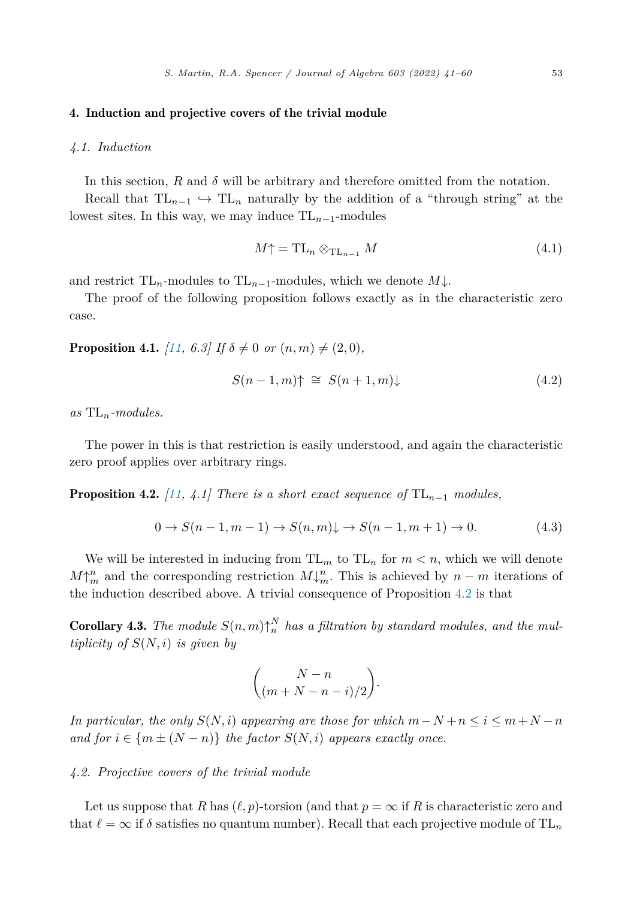## 4. Induction and projective covers of the trivial module

### 4.1. Induction

In this section, $R$ and $\delta$ will be arbitrary and therefore omitted from the notation.

Recall that $\mathrm{TL}_{n-1} \hookrightarrow \mathrm{TL}_n$ naturally by the addition of a "through string" at the lowest sites. In this way, we may induce $\mathrm{TL}_{n-1}$-modules

$$M{\uparrow} = \mathrm{TL}_n \otimes_{\mathrm{TL}_{n-1}} M \tag{4.1}$$

and restrict $\mathrm{TL}_n$-modules to $\mathrm{TL}_{n-1}$-modules, which we denote $M{\downarrow}$.

The proof of the following proposition follows exactly as in the characteristic zero case.

**Proposition 4.1.** *[11, 6.3] If $\delta \neq 0$ or $(n, m) \neq (2, 0)$,*

$$S(n-1, m){\uparrow} \;\cong\; S(n+1, m){\downarrow} \tag{4.2}$$

*as $\mathrm{TL}_n$-modules.*

The power in this is that restriction is easily understood, and again the characteristic zero proof applies over arbitrary rings.

**Proposition 4.2.** *[11, 4.1] There is a short exact sequence of $\mathrm{TL}_{n-1}$ modules,*

$$0 \to S(n-1, m-1) \to S(n, m){\downarrow} \to S(n-1, m+1) \to 0. \tag{4.3}$$

We will be interested in inducing from $\mathrm{TL}_m$ to $\mathrm{TL}_n$ for $m < n$, which we will denote $M{\uparrow}_m^n$ and the corresponding restriction $M{\downarrow}_m^n$. This is achieved by $n - m$ iterations of the induction described above. A trivial consequence of Proposition 4.2 is that

**Corollary 4.3.** *The module $S(n, m){\uparrow}_n^N$ has a filtration by standard modules, and the multiplicity of $S(N, i)$ is given by*

$$\binom{N-n}{(m+N-n-i)/2}.$$

*In particular, the only $S(N, i)$ appearing are those for which $m - N + n \leq i \leq m + N - n$ and for $i \in \{m \pm (N-n)\}$ the factor $S(N, i)$ appears exactly once.*

### 4.2. Projective covers of the trivial module

Let us suppose that $R$ has $(\ell, p)$-torsion (and that $p = \infty$ if $R$ is characteristic zero and that $\ell = \infty$ if $\delta$ satisfies no quantum number). Recall that each projective module of $\mathrm{TL}_n$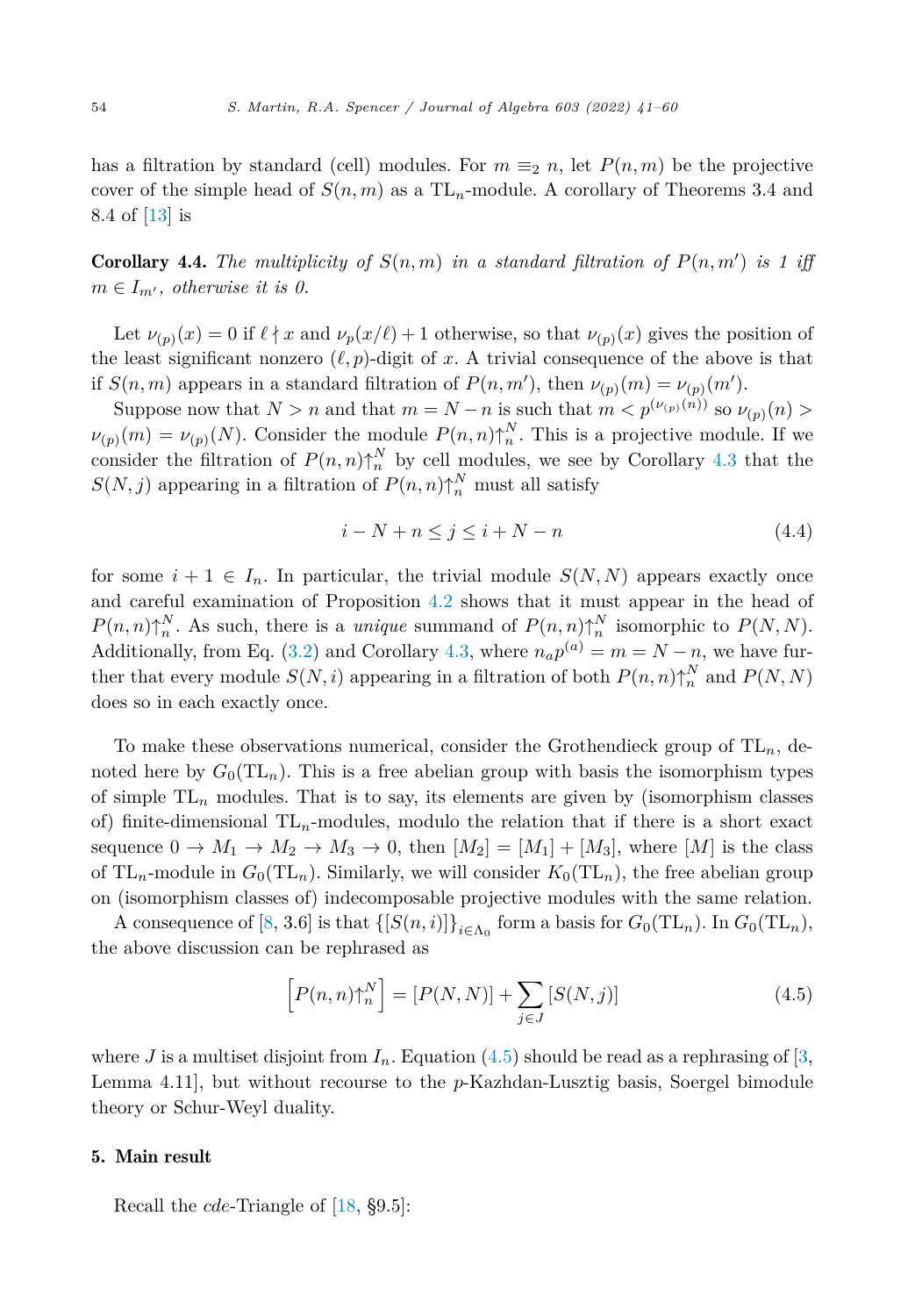has a filtration by standard (cell) modules. For $m \equiv_2 n$, let $P(n,m)$ be the projective cover of the simple head of $S(n,m)$ as a $\mathrm{TL}_n$-module. A corollary of Theorems 3.4 and 8.4 of [13] is

**Corollary 4.4.** *The multiplicity of $S(n,m)$ in a standard filtration of $P(n,m')$ is 1 iff $m \in I_{m'}$, otherwise it is 0.*

Let $\nu_{(p)}(x) = 0$ if $\ell \nmid x$ and $\nu_p(x/\ell)+1$ otherwise, so that $\nu_{(p)}(x)$ gives the position of the least significant nonzero $(\ell,p)$-digit of $x$. A trivial consequence of the above is that if $S(n,m)$ appears in a standard filtration of $P(n,m')$, then $\nu_{(p)}(m) = \nu_{(p)}(m')$.

Suppose now that $N > n$ and that $m = N - n$ is such that $m < p^{(\nu_{(p)}(n))}$ so $\nu_{(p)}(n) > \nu_{(p)}(m) = \nu_{(p)}(N)$. Consider the module $P(n,n)\uparrow_n^N$. This is a projective module. If we consider the filtration of $P(n,n)\uparrow_n^N$ by cell modules, we see by Corollary 4.3 that the $S(N,j)$ appearing in a filtration of $P(n,n)\uparrow_n^N$ must all satisfy

$$i - N + n \leq j \leq i + N - n \tag{4.4}$$

for some $i+1 \in I_n$. In particular, the trivial module $S(N,N)$ appears exactly once and careful examination of Proposition 4.2 shows that it must appear in the head of $P(n,n)\uparrow_n^N$. As such, there is a *unique* summand of $P(n,n)\uparrow_n^N$ isomorphic to $P(N,N)$. Additionally, from Eq. (3.2) and Corollary 4.3, where $n_a p^{(a)} = m = N - n$, we have further that every module $S(N,i)$ appearing in a filtration of both $P(n,n)\uparrow_n^N$ and $P(N,N)$ does so in each exactly once.

To make these observations numerical, consider the Grothendieck group of $\mathrm{TL}_n$, denoted here by $G_0(\mathrm{TL}_n)$. This is a free abelian group with basis the isomorphism types of simple $\mathrm{TL}_n$ modules. That is to say, its elements are given by (isomorphism classes of) finite-dimensional $\mathrm{TL}_n$-modules, modulo the relation that if there is a short exact sequence $0 \to M_1 \to M_2 \to M_3 \to 0$, then $[M_2] = [M_1] + [M_3]$, where $[M]$ is the class of $\mathrm{TL}_n$-module in $G_0(\mathrm{TL}_n)$. Similarly, we will consider $K_0(\mathrm{TL}_n)$, the free abelian group on (isomorphism classes of) indecomposable projective modules with the same relation.

A consequence of [8, 3.6] is that $\{[S(n,i)]\}_{i\in\Lambda_0}$ form a basis for $G_0(\mathrm{TL}_n)$. In $G_0(\mathrm{TL}_n)$, the above discussion can be rephrased as

$$\left[P(n,n)\uparrow_n^N\right] = [P(N,N)] + \sum_{j\in J} [S(N,j)] \tag{4.5}$$

where $J$ is a multiset disjoint from $I_n$. Equation (4.5) should be read as a rephrasing of [3, Lemma 4.11], but without recourse to the $p$-Kazhdan-Lusztig basis, Soergel bimodule theory or Schur-Weyl duality.

## 5. Main result

Recall the *cde*-Triangle of [18, §9.5]: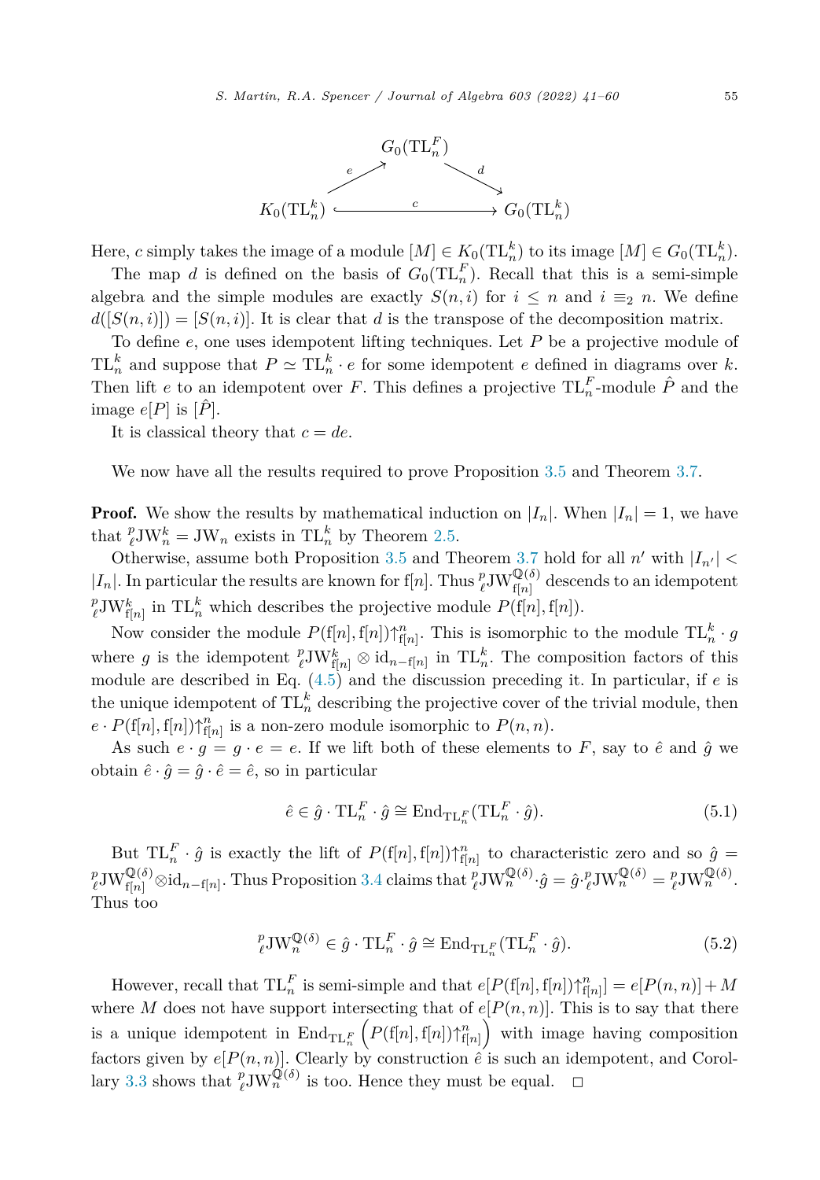$$
\begin{array}{ccc}
 & G_0(\mathrm{TL}_n^F) & \\
 {\scriptstyle e}\nearrow & & \searrow{\scriptstyle d} \\
K_0(\mathrm{TL}_n^k) & \xrightarrow{\quad c \quad} & G_0(\mathrm{TL}_n^k)
\end{array}
$$

Here, $c$ simply takes the image of a module $[M] \in K_0(\mathrm{TL}_n^k)$ to its image $[M] \in G_0(\mathrm{TL}_n^k)$.

The map $d$ is defined on the basis of $G_0(\mathrm{TL}_n^F)$. Recall that this is a semi-simple algebra and the simple modules are exactly $S(n,i)$ for $i \le n$ and $i \equiv_2 n$. We define $d([S(n,i)]) = [S(n,i)]$. It is clear that $d$ is the transpose of the decomposition matrix.

To define $e$, one uses idempotent lifting techniques. Let $P$ be a projective module of $\mathrm{TL}_n^k$ and suppose that $P \simeq \mathrm{TL}_n^k \cdot e$ for some idempotent $e$ defined in diagrams over $k$. Then lift $e$ to an idempotent over $F$. This defines a projective $\mathrm{TL}_n^F$-module $\hat{P}$ and the image $e[P]$ is $[\hat{P}]$.

It is classical theory that $c = de$.

We now have all the results required to prove Proposition 3.5 and Theorem 3.7.

**Proof.** We show the results by mathematical induction on $|I_n|$. When $|I_n| = 1$, we have that ${}^p_\ell\mathrm{JW}_n^k = \mathrm{JW}_n$ exists in $\mathrm{TL}_n^k$ by Theorem 2.5.

Otherwise, assume both Proposition 3.5 and Theorem 3.7 hold for all $n'$ with $|I_{n'}| < |I_n|$. In particular the results are known for $\mathrm{f}[n]$. Thus ${}^p_\ell\mathrm{JW}_{\mathrm{f}[n]}^{\mathbb{Q}(\delta)}$ descends to an idempotent ${}^p_\ell\mathrm{JW}_{\mathrm{f}[n]}^k$ in $\mathrm{TL}_n^k$ which describes the projective module $P(\mathrm{f}[n], \mathrm{f}[n])$.

Now consider the module $P(\mathrm{f}[n], \mathrm{f}[n])\!\uparrow_{\mathrm{f}[n]}^n$. This is isomorphic to the module $\mathrm{TL}_n^k \cdot g$ where $g$ is the idempotent ${}^p_\ell\mathrm{JW}_{\mathrm{f}[n]}^k \otimes \mathrm{id}_{n-\mathrm{f}[n]}$ in $\mathrm{TL}_n^k$. The composition factors of this module are described in Eq. (4.5) and the discussion preceding it. In particular, if $e$ is the unique idempotent of $\mathrm{TL}_n^k$ describing the projective cover of the trivial module, then $e \cdot P(\mathrm{f}[n], \mathrm{f}[n])\!\uparrow_{\mathrm{f}[n]}^n$ is a non-zero module isomorphic to $P(n,n)$.

As such $e \cdot g = g \cdot e = e$. If we lift both of these elements to $F$, say to $\hat{e}$ and $\hat{g}$ we obtain $\hat{e} \cdot \hat{g} = \hat{g} \cdot \hat{e} = \hat{e}$, so in particular

$$
\hat{e} \in \hat{g} \cdot \mathrm{TL}_n^F \cdot \hat{g} \cong \mathrm{End}_{\mathrm{TL}_n^F}(\mathrm{TL}_n^F \cdot \hat{g}). \tag{5.1}
$$

But $\mathrm{TL}_n^F \cdot \hat{g}$ is exactly the lift of $P(\mathrm{f}[n], \mathrm{f}[n])\!\uparrow_{\mathrm{f}[n]}^n$ to characteristic zero and so $\hat{g} = {}^p_\ell\mathrm{JW}_{\mathrm{f}[n]}^{\mathbb{Q}(\delta)} \otimes \mathrm{id}_{n-\mathrm{f}[n]}$. Thus Proposition 3.4 claims that ${}^p_\ell\mathrm{JW}_n^{\mathbb{Q}(\delta)} \cdot \hat{g} = \hat{g} \cdot {}^p_\ell\mathrm{JW}_n^{\mathbb{Q}(\delta)} = {}^p_\ell\mathrm{JW}_n^{\mathbb{Q}(\delta)}$. Thus too

$$
{}^p_\ell\mathrm{JW}_n^{\mathbb{Q}(\delta)} \in \hat{g} \cdot \mathrm{TL}_n^F \cdot \hat{g} \cong \mathrm{End}_{\mathrm{TL}_n^F}(\mathrm{TL}_n^F \cdot \hat{g}). \tag{5.2}
$$

However, recall that $\mathrm{TL}_n^F$ is semi-simple and that $e[P(\mathrm{f}[n], \mathrm{f}[n])\!\uparrow_{\mathrm{f}[n]}^n] = e[P(n,n)] + M$ where $M$ does not have support intersecting that of $e[P(n,n)]$. This is to say that there is a unique idempotent in $\mathrm{End}_{\mathrm{TL}_n^F}\left(P(\mathrm{f}[n], \mathrm{f}[n])\!\uparrow_{\mathrm{f}[n]}^n\right)$ with image having composition factors given by $e[P(n,n)]$. Clearly by construction $\hat{e}$ is such an idempotent, and Corollary 3.3 shows that ${}^p_\ell\mathrm{JW}_n^{\mathbb{Q}(\delta)}$ is too. Hence they must be equal. $\square$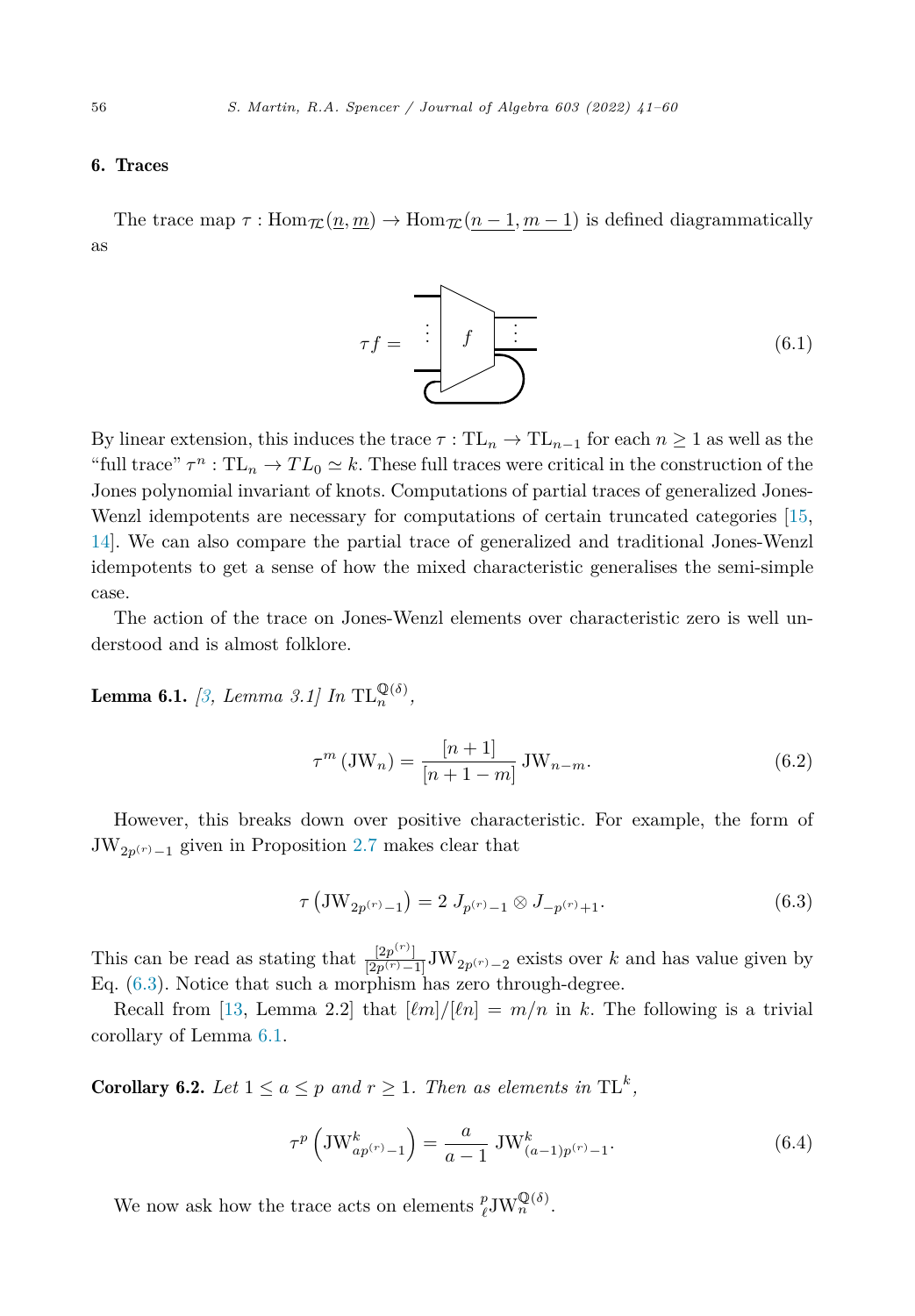## 6. Traces

The trace map $\tau : \mathrm{Hom}_{\mathcal{TL}}(\underline{n}, \underline{m}) \to \mathrm{Hom}_{\mathcal{TL}}(\underline{n-1}, \underline{m-1})$ is defined diagrammatically as

$$\tau f = \quad (6.1)$$

By linear extension, this induces the trace $\tau : \mathrm{TL}_n \to \mathrm{TL}_{n-1}$ for each $n \geq 1$ as well as the "full trace" $\tau^n : \mathrm{TL}_n \to TL_0 \simeq k$. These full traces were critical in the construction of the Jones polynomial invariant of knots. Computations of partial traces of generalized Jones-Wenzl idempotents are necessary for computations of certain truncated categories [15, 14]. We can also compare the partial trace of generalized and traditional Jones-Wenzl idempotents to get a sense of how the mixed characteristic generalises the semi-simple case.

The action of the trace on Jones-Wenzl elements over characteristic zero is well understood and is almost folklore.

**Lemma 6.1.** *[3, Lemma 3.1] In* $\mathrm{TL}_n^{\mathbb{Q}(\delta)}$,

$$\tau^m \left(\mathrm{JW}_n\right) = \frac{[n+1]}{[n+1-m]} \, \mathrm{JW}_{n-m}. \tag{6.2}$$

However, this breaks down over positive characteristic. For example, the form of $\mathrm{JW}_{2p^{(r)}-1}$ given in Proposition 2.7 makes clear that

$$\tau \left(\mathrm{JW}_{2p^{(r)}-1}\right) = 2 \; J_{p^{(r)}-1} \otimes J_{-p^{(r)}+1}. \tag{6.3}$$

This can be read as stating that $\frac{[2p^{(r)}]}{[2p^{(r)}-1]} \mathrm{JW}_{2p^{(r)}-2}$ exists over $k$ and has value given by Eq. (6.3). Notice that such a morphism has zero through-degree.

Recall from [13, Lemma 2.2] that $[\ell m]/[\ell n] = m/n$ in $k$. The following is a trivial corollary of Lemma 6.1.

**Corollary 6.2.** *Let* $1 \leq a \leq p$ *and* $r \geq 1$. *Then as elements in* $\mathrm{TL}^k$,

$$\tau^p \left(\mathrm{JW}^k_{ap^{(r)}-1}\right) = \frac{a}{a-1} \; \mathrm{JW}^k_{(a-1)p^{(r)}-1}. \tag{6.4}$$

We now ask how the trace acts on elements ${}^p_\ell\mathrm{JW}_n^{\mathbb{Q}(\delta)}$.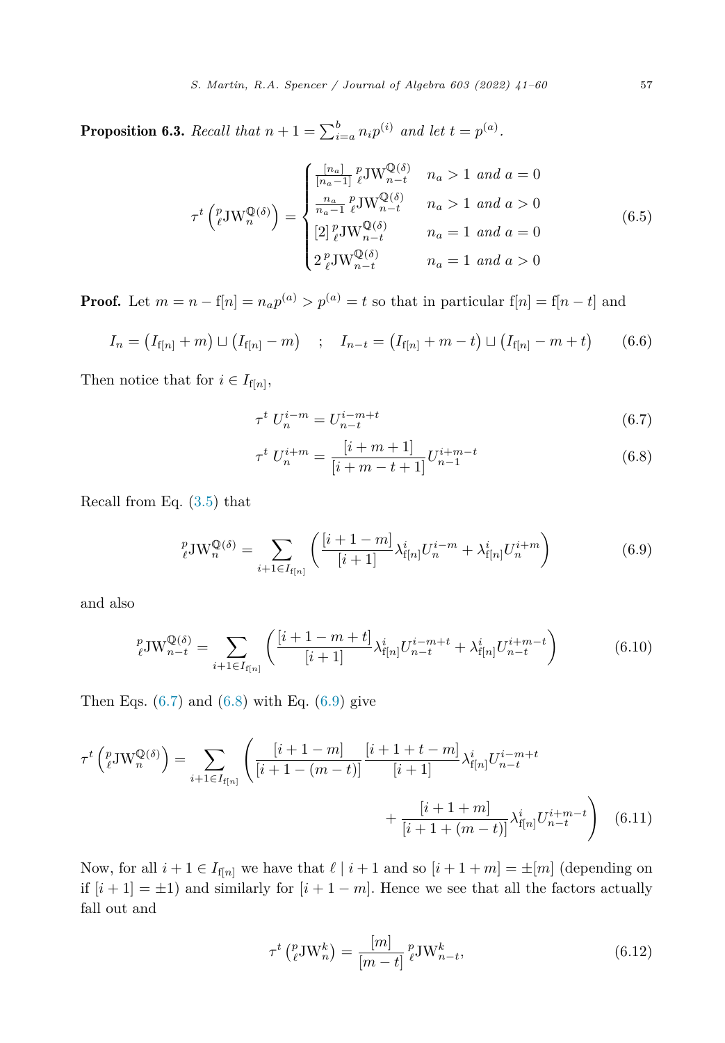**Proposition 6.3.** *Recall that* $n+1 = \sum_{i=a}^{b} n_i p^{(i)}$ *and let* $t = p^{(a)}$.

$$\tau^t \left( {}^p_\ell\mathrm{JW}_n^{\mathbb{Q}(\delta)} \right) = \begin{cases} \frac{[n_a]}{[n_a - 1]}\, {}^p_\ell\mathrm{JW}_{n-t}^{\mathbb{Q}(\delta)} & n_a > 1 \text{ and } a = 0 \\ \frac{n_a}{n_a - 1}\, {}^p_\ell\mathrm{JW}_{n-t}^{\mathbb{Q}(\delta)} & n_a > 1 \text{ and } a > 0 \\ [2]\, {}^p_\ell\mathrm{JW}_{n-t}^{\mathbb{Q}(\delta)} & n_a = 1 \text{ and } a = 0 \\ 2\, {}^p_\ell\mathrm{JW}_{n-t}^{\mathbb{Q}(\delta)} & n_a = 1 \text{ and } a > 0 \end{cases} \tag{6.5}$$

**Proof.** Let $m = n - \mathrm{f}[n] = n_a p^{(a)} > p^{(a)} = t$ so that in particular $\mathrm{f}[n] = \mathrm{f}[n-t]$ and

$$I_n = \left(I_{\mathrm{f}[n]} + m\right) \sqcup \left(I_{\mathrm{f}[n]} - m\right) \quad ; \quad I_{n-t} = \left(I_{\mathrm{f}[n]} + m - t\right) \sqcup \left(I_{\mathrm{f}[n]} - m + t\right) \tag{6.6}$$

Then notice that for $i \in I_{\mathrm{f}[n]}$,

$$\tau^t\, U_n^{i-m} = U_{n-t}^{i-m+t} \tag{6.7}$$

$$\tau^t\, U_n^{i+m} = \frac{[i+m+1]}{[i+m-t+1]} U_{n-1}^{i+m-t} \tag{6.8}$$

Recall from Eq. (3.5) that

$${}^p_\ell\mathrm{JW}_n^{\mathbb{Q}(\delta)} = \sum_{i+1 \in I_{\mathrm{f}[n]}} \left( \frac{[i+1-m]}{[i+1]} \lambda^i_{\mathrm{f}[n]} U_n^{i-m} + \lambda^i_{\mathrm{f}[n]} U_n^{i+m} \right) \tag{6.9}$$

and also

$${}^p_\ell\mathrm{JW}_{n-t}^{\mathbb{Q}(\delta)} = \sum_{i+1 \in I_{\mathrm{f}[n]}} \left( \frac{[i+1-m+t]}{[i+1]} \lambda^i_{\mathrm{f}[n]} U_{n-t}^{i-m+t} + \lambda^i_{\mathrm{f}[n]} U_{n-t}^{i+m-t} \right) \tag{6.10}$$

Then Eqs. (6.7) and (6.8) with Eq. (6.9) give

$$\tau^t \left( {}^p_\ell\mathrm{JW}_n^{\mathbb{Q}(\delta)} \right) = \sum_{i+1 \in I_{\mathrm{f}[n]}} \left( \frac{[i+1-m]}{[i+1-(m-t)]} \frac{[i+1+t-m]}{[i+1]} \lambda^i_{\mathrm{f}[n]} U_{n-t}^{i-m+t} \right. \\ \left. + \frac{[i+1+m]}{[i+1+(m-t)]} \lambda^i_{\mathrm{f}[n]} U_{n-t}^{i+m-t} \right) \tag{6.11}$$

Now, for all $i+1 \in I_{\mathrm{f}[n]}$ we have that $\ell \mid i+1$ and so $[i+1+m] = \pm[m]$ (depending on if $[i+1] = \pm 1$) and similarly for $[i+1-m]$. Hence we see that all the factors actually fall out and

$$\tau^t \left( {}^p_\ell\mathrm{JW}_n^k \right) = \frac{[m]}{[m-t]}\, {}^p_\ell\mathrm{JW}_{n-t}^k, \tag{6.12}$$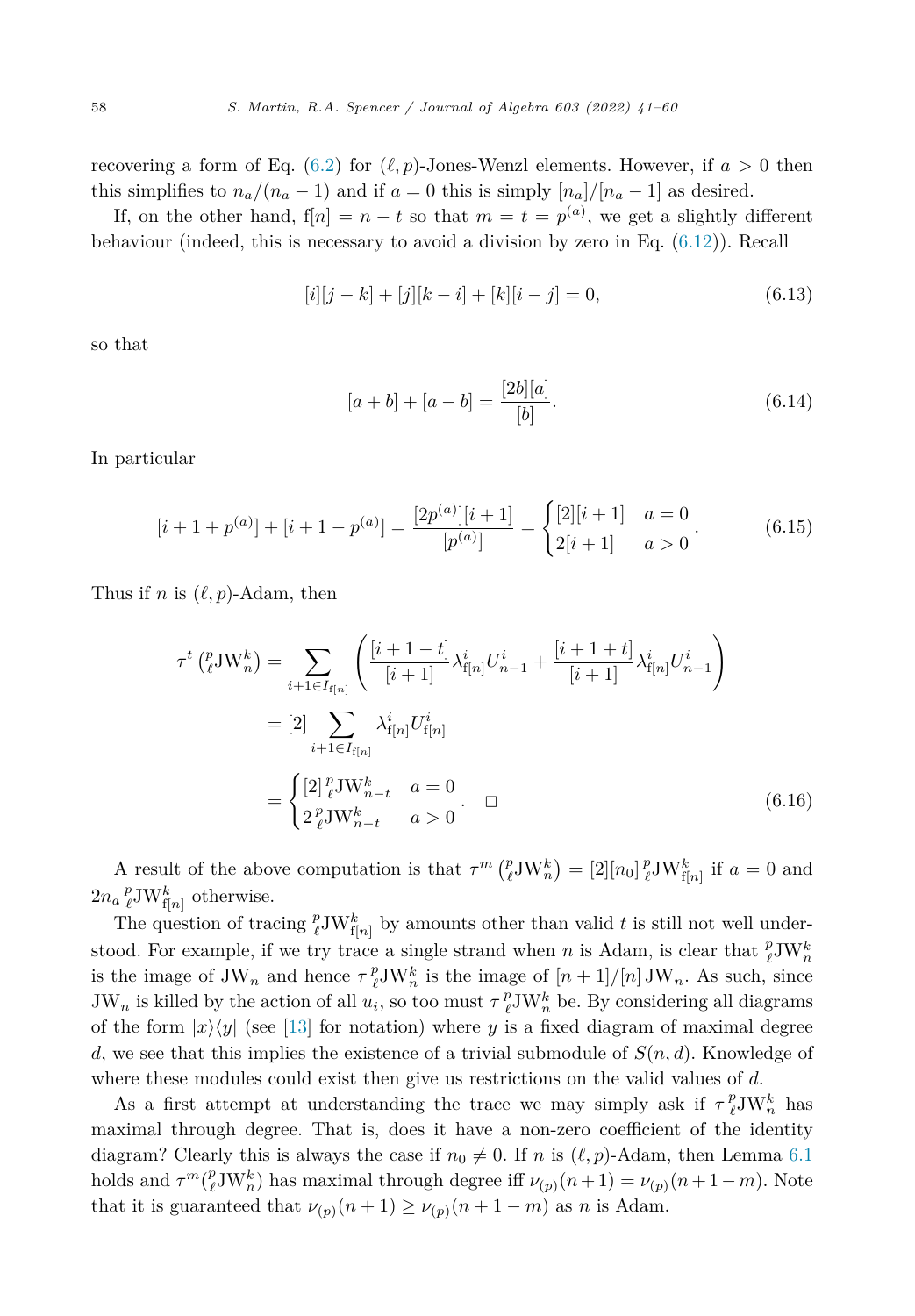recovering a form of Eq. (6.2) for $(\ell, p)$-Jones-Wenzl elements. However, if $a > 0$ then this simplifies to $n_a/(n_a - 1)$ and if $a = 0$ this is simply $[n_a]/[n_a - 1]$ as desired.

If, on the other hand, $\mathrm{f}[n] = n - t$ so that $m = t = p^{(a)}$, we get a slightly different behaviour (indeed, this is necessary to avoid a division by zero in Eq. (6.12)). Recall

$$[i][j-k] + [j][k-i] + [k][i-j] = 0, \tag{6.13}$$

so that

$$[a+b] + [a-b] = \frac{[2b][a]}{[b]}. \tag{6.14}$$

In particular

$$[i+1+p^{(a)}] + [i+1-p^{(a)}] = \frac{[2p^{(a)}][i+1]}{[p^{(a)}]} = \begin{cases} [2][i+1] & a = 0 \\ 2[i+1] & a > 0 \end{cases}. \tag{6.15}$$

Thus if $n$ is $(\ell, p)$-Adam, then

$$\begin{aligned} \tau^t \left( {}^p_\ell\mathrm{JW}^k_n \right) &= \sum_{i+1 \in I_{\mathrm{f}[n]}} \left( \frac{[i+1-t]}{[i+1]} \lambda^i_{\mathrm{f}[n]} U^i_{n-1} + \frac{[i+1+t]}{[i+1]} \lambda^i_{\mathrm{f}[n]} U^i_{n-1} \right) \\ &= [2] \sum_{i+1 \in I_{\mathrm{f}[n]}} \lambda^i_{\mathrm{f}[n]} U^i_{\mathrm{f}[n]} \\ &= \begin{cases} [2]\, {}^p_\ell\mathrm{JW}^k_{n-t} & a = 0 \\ 2\, {}^p_\ell\mathrm{JW}^k_{n-t} & a > 0 \end{cases}. \quad \square \end{aligned} \tag{6.16}$$

A result of the above computation is that $\tau^m \left( {}^p_\ell\mathrm{JW}^k_n \right) = [2][n_0]\, {}^p_\ell\mathrm{JW}^k_{\mathrm{f}[n]}$ if $a = 0$ and $2n_a\, {}^p_\ell\mathrm{JW}^k_{\mathrm{f}[n]}$ otherwise.

The question of tracing ${}^p_\ell\mathrm{JW}^k_{\mathrm{f}[n]}$ by amounts other than valid $t$ is still not well understood. For example, if we try trace a single strand when $n$ is Adam, is clear that ${}^p_\ell\mathrm{JW}^k_n$ is the image of $\mathrm{JW}_n$ and hence $\tau\, {}^p_\ell\mathrm{JW}^k_n$ is the image of $[n+1]/[n]\, \mathrm{JW}_n$. As such, since $\mathrm{JW}_n$ is killed by the action of all $u_i$, so too must $\tau\, {}^p_\ell\mathrm{JW}^k_n$ be. By considering all diagrams of the form $|x\rangle\langle y|$ (see [13] for notation) where $y$ is a fixed diagram of maximal degree $d$, we see that this implies the existence of a trivial submodule of $S(n, d)$. Knowledge of where these modules could exist then give us restrictions on the valid values of $d$.

As a first attempt at understanding the trace we may simply ask if $\tau\, {}^p_\ell\mathrm{JW}^k_n$ has maximal through degree. That is, does it have a non-zero coefficient of the identity diagram? Clearly this is always the case if $n_0 \neq 0$. If $n$ is $(\ell, p)$-Adam, then Lemma 6.1 holds and $\tau^m({}^p_\ell\mathrm{JW}^k_n)$ has maximal through degree iff $\nu_{(p)}(n+1) = \nu_{(p)}(n+1-m)$. Note that it is guaranteed that $\nu_{(p)}(n+1) \geq \nu_{(p)}(n+1-m)$ as $n$ is Adam.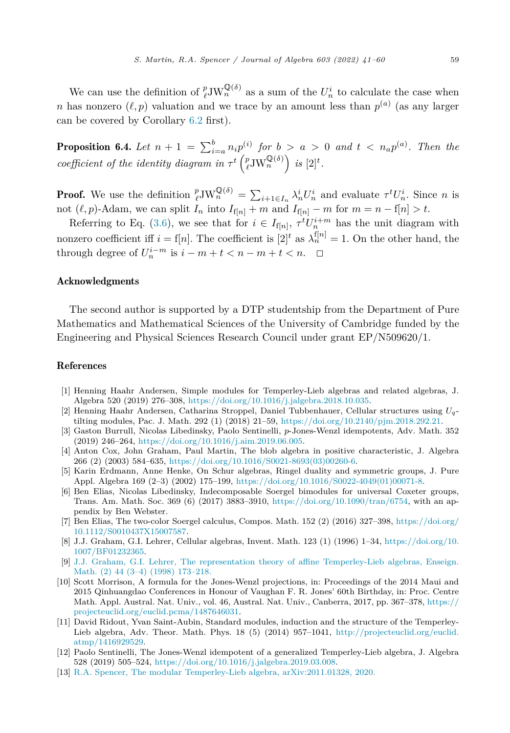We can use the definition of ${}^p_\ell\mathrm{JW}_n^{\mathbb{Q}(\delta)}$ as a sum of the $U_n^i$ to calculate the case when $n$ has nonzero $(\ell, p)$ valuation and we trace by an amount less than $p^{(a)}$ (as any larger can be covered by Corollary 6.2 first).

**Proposition 6.4.** *Let $n + 1 = \sum_{i=a}^{b} n_i p^{(i)}$ for $b > a > 0$ and $t < n_a p^{(a)}$. Then the coefficient of the identity diagram in $\tau^t \left({}^p_\ell\mathrm{JW}_n^{\mathbb{Q}(\delta)}\right)$ is $[2]^t$.*

**Proof.** We use the definition ${}^p_\ell\mathrm{JW}_n^{\mathbb{Q}(\delta)} = \sum_{i+1 \in I_n} \lambda_n^i U_n^i$ and evaluate $\tau^t U_n^i$. Since $n$ is not $(\ell, p)$-Adam, we can split $I_n$ into $I_{\mathrm{f}[n]} + m$ and $I_{\mathrm{f}[n]} - m$ for $m = n - \mathrm{f}[n] > t$.

Referring to Eq. (3.6), we see that for $i \in I_{\mathrm{f}[n]}$, $\tau^t U_n^{i+m}$ has the unit diagram with nonzero coefficient iff $i = \mathrm{f}[n]$. The coefficient is $[2]^t$ as $\lambda_n^{\mathrm{f}[n]} = 1$. On the other hand, the through degree of $U_n^{i-m}$ is $i - m + t < n - m + t < n$. $\square$

## Acknowledgments

The second author is supported by a DTP studentship from the Department of Pure Mathematics and Mathematical Sciences of the University of Cambridge funded by the Engineering and Physical Sciences Research Council under grant EP/N509620/1.

## References

[1] Henning Haahr Andersen, Simple modules for Temperley-Lieb algebras and related algebras, J. Algebra 520 (2019) 276–308, https://doi.org/10.1016/j.jalgebra.2018.10.035.

[2] Henning Haahr Andersen, Catharina Stroppel, Daniel Tubbenhauer, Cellular structures using $U_q$-tilting modules, Pac. J. Math. 292 (1) (2018) 21–59, https://doi.org/10.2140/pjm.2018.292.21.

[3] Gaston Burrull, Nicolas Libedinsky, Paolo Sentinelli, $p$-Jones-Wenzl idempotents, Adv. Math. 352 (2019) 246–264, https://doi.org/10.1016/j.aim.2019.06.005.

[4] Anton Cox, John Graham, Paul Martin, The blob algebra in positive characteristic, J. Algebra 266 (2) (2003) 584–635, https://doi.org/10.1016/S0021-8693(03)00260-6.

[5] Karin Erdmann, Anne Henke, On Schur algebras, Ringel duality and symmetric groups, J. Pure Appl. Algebra 169 (2–3) (2002) 175–199, https://doi.org/10.1016/S0022-4049(01)00071-8.

[6] Ben Elias, Nicolas Libedinsky, Indecomposable Soergel bimodules for universal Coxeter groups, Trans. Am. Math. Soc. 369 (6) (2017) 3883–3910, https://doi.org/10.1090/tran/6754, with an appendix by Ben Webster.

[7] Ben Elias, The two-color Soergel calculus, Compos. Math. 152 (2) (2016) 327–398, https://doi.org/10.1112/S0010437X15007587.

[8] J.J. Graham, G.I. Lehrer, Cellular algebras, Invent. Math. 123 (1) (1996) 1–34, https://doi.org/10.1007/BF01232365.

[9] J.J. Graham, G.I. Lehrer, The representation theory of affine Temperley-Lieb algebras, Enseign. Math. (2) 44 (3–4) (1998) 173–218.

[10] Scott Morrison, A formula for the Jones-Wenzl projections, in: Proceedings of the 2014 Maui and 2015 Qinhuangdao Conferences in Honour of Vaughan F. R. Jones' 60th Birthday, in: Proc. Centre Math. Appl. Austral. Nat. Univ., vol. 46, Austral. Nat. Univ., Canberra, 2017, pp. 367–378, https://projecteuclid.org/euclid.pcma/1487646031.

[11] David Ridout, Yvan Saint-Aubin, Standard modules, induction and the structure of the Temperley-Lieb algebra, Adv. Theor. Math. Phys. 18 (5) (2014) 957–1041, http://projecteuclid.org/euclid.atmp/1416929529.

[12] Paolo Sentinelli, The Jones-Wenzl idempotent of a generalized Temperley-Lieb algebra, J. Algebra 528 (2019) 505–524, https://doi.org/10.1016/j.jalgebra.2019.03.008.

[13] R.A. Spencer, The modular Temperley-Lieb algebra, arXiv:2011.01328, 2020.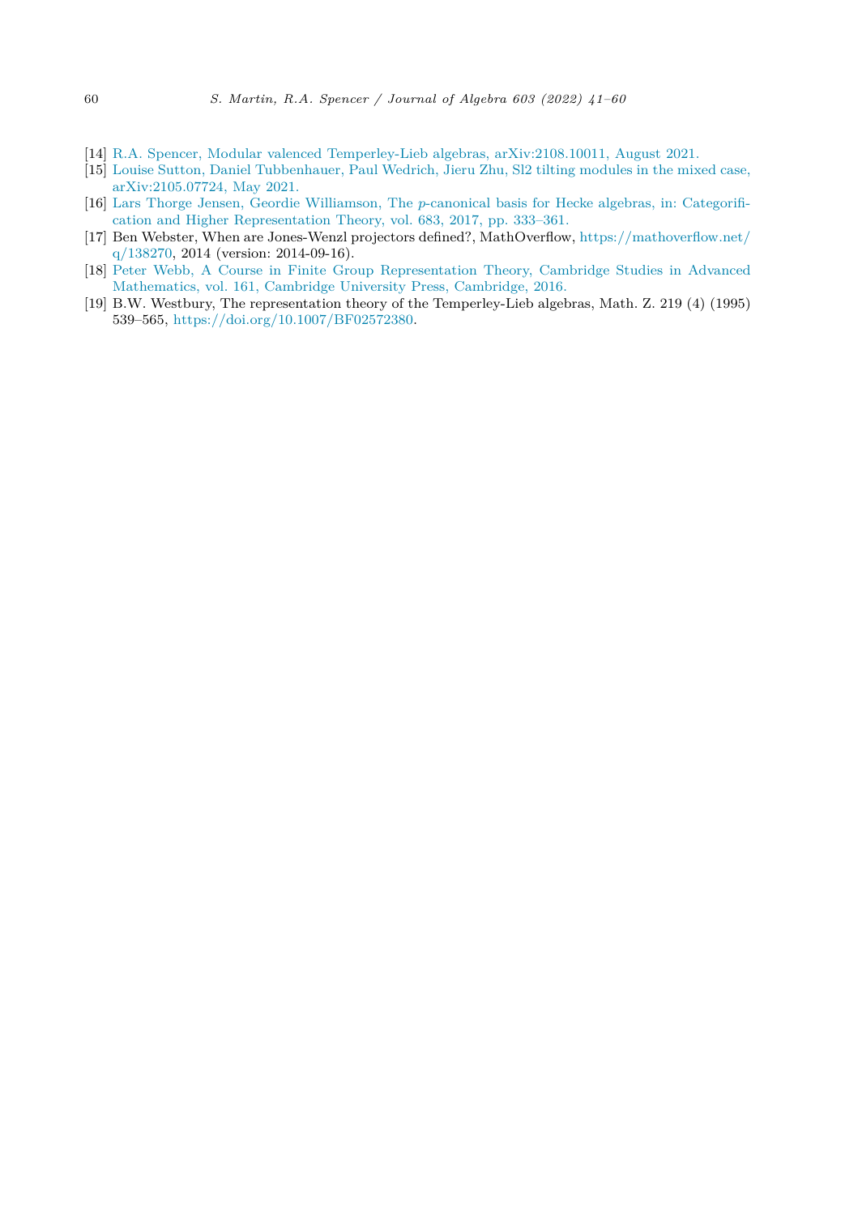[14] R.A. Spencer, Modular valenced Temperley-Lieb algebras, arXiv:2108.10011, August 2021.

[15] Louise Sutton, Daniel Tubbenhauer, Paul Wedrich, Jieru Zhu, Sl2 tilting modules in the mixed case, arXiv:2105.07724, May 2021.

[16] Lars Thorge Jensen, Geordie Williamson, The $p$-canonical basis for Hecke algebras, in: Categorification and Higher Representation Theory, vol. 683, 2017, pp. 333–361.

[17] Ben Webster, When are Jones-Wenzl projectors defined?, MathOverflow, https://mathoverflow.net/q/138270, 2014 (version: 2014-09-16).

[18] Peter Webb, A Course in Finite Group Representation Theory, Cambridge Studies in Advanced Mathematics, vol. 161, Cambridge University Press, Cambridge, 2016.

[19] B.W. Westbury, The representation theory of the Temperley-Lieb algebras, Math. Z. 219 (4) (1995) 539–565, https://doi.org/10.1007/BF02572380.